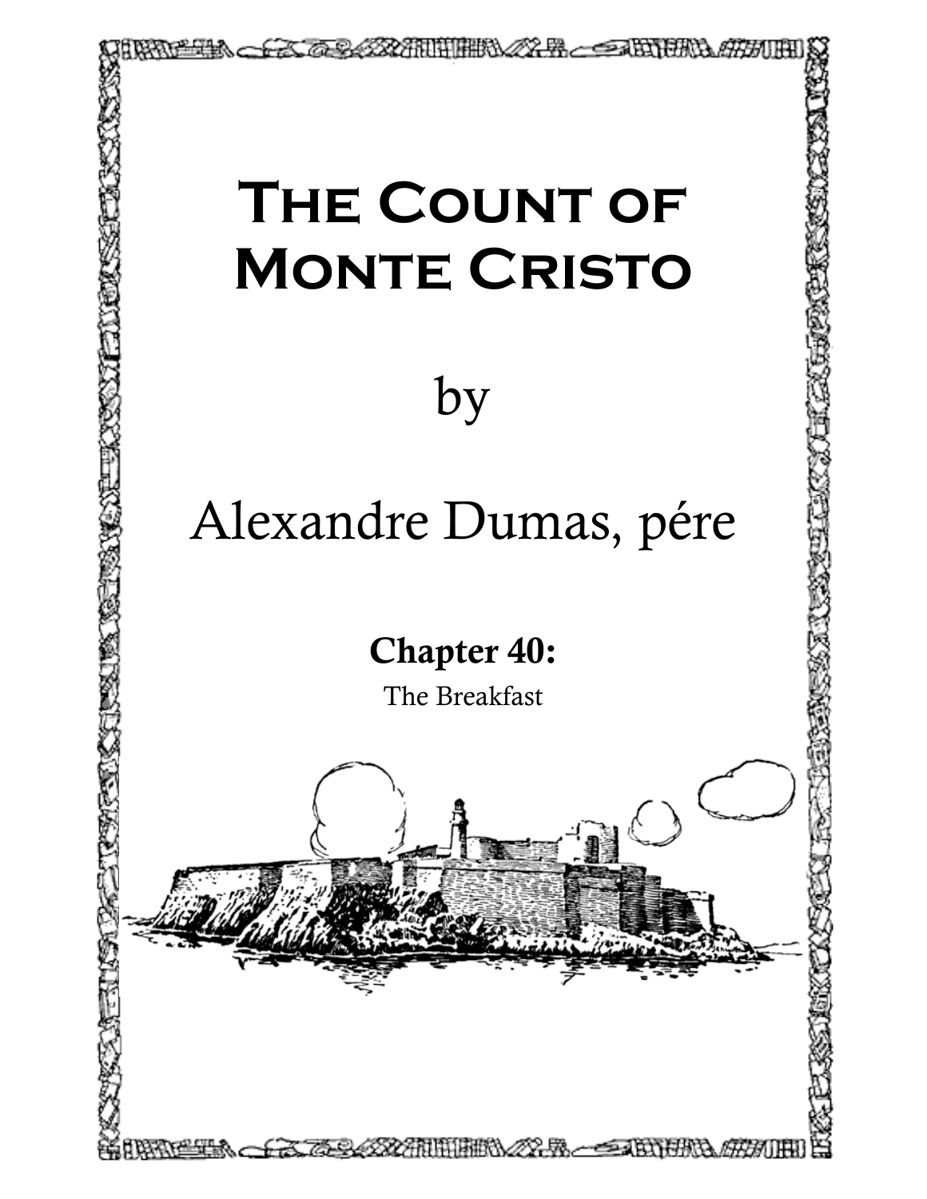# The Count of Monte Cristo

by

Alexandre Dumas, pére

## Chapter 40:

The Breakfast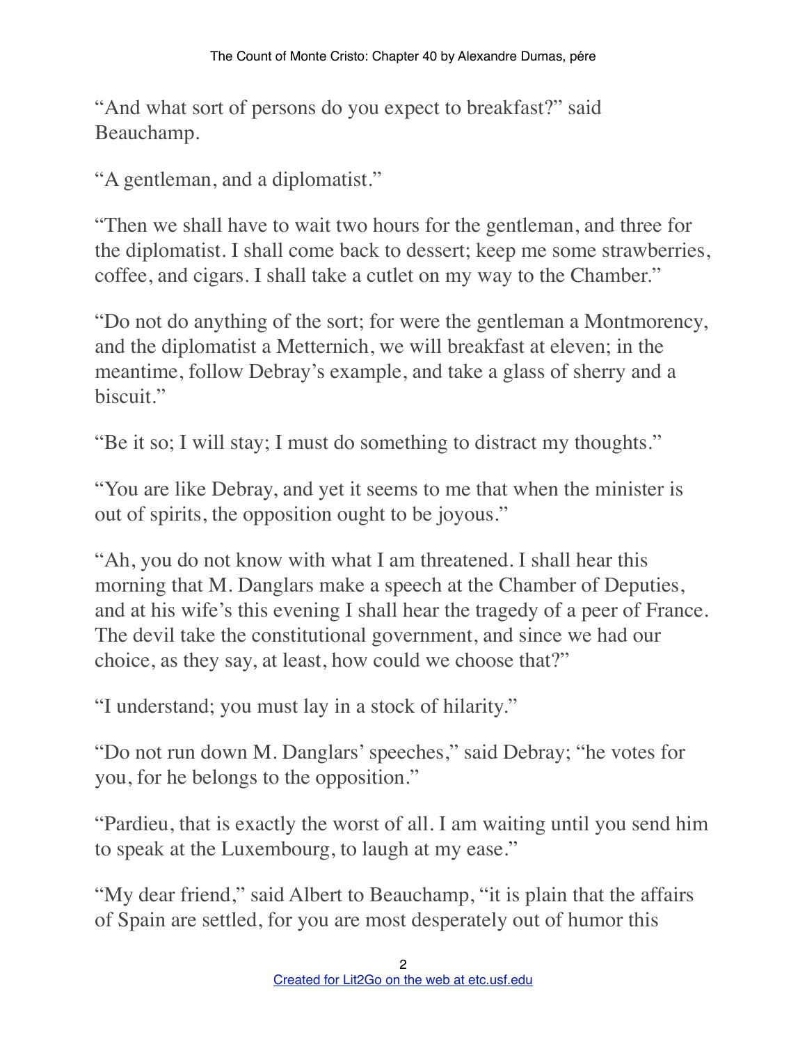“And what sort of persons do you expect to breakfast?” said Beauchamp.

“A gentleman, and a diplomatist.”

“Then we shall have to wait two hours for the gentleman, and three for the diplomatist. I shall come back to dessert; keep me some strawberries, coffee, and cigars. I shall take a cutlet on my way to the Chamber.”

“Do not do anything of the sort; for were the gentleman a Montmorency, and the diplomatist a Metternich, we will breakfast at eleven; in the meantime, follow Debray’s example, and take a glass of sherry and a biscuit.”

“Be it so; I will stay; I must do something to distract my thoughts.”

“You are like Debray, and yet it seems to me that when the minister is out of spirits, the opposition ought to be joyous.”

“Ah, you do not know with what I am threatened. I shall hear this morning that M. Danglars make a speech at the Chamber of Deputies, and at his wife’s this evening I shall hear the tragedy of a peer of France. The devil take the constitutional government, and since we had our choice, as they say, at least, how could we choose that?”

“I understand; you must lay in a stock of hilarity.”

“Do not run down M. Danglars’ speeches,” said Debray; “he votes for you, for he belongs to the opposition.”

“Pardieu, that is exactly the worst of all. I am waiting until you send him to speak at the Luxembourg, to laugh at my ease.”

“My dear friend,” said Albert to Beauchamp, “it is plain that the affairs of Spain are settled, for you are most desperately out of humor this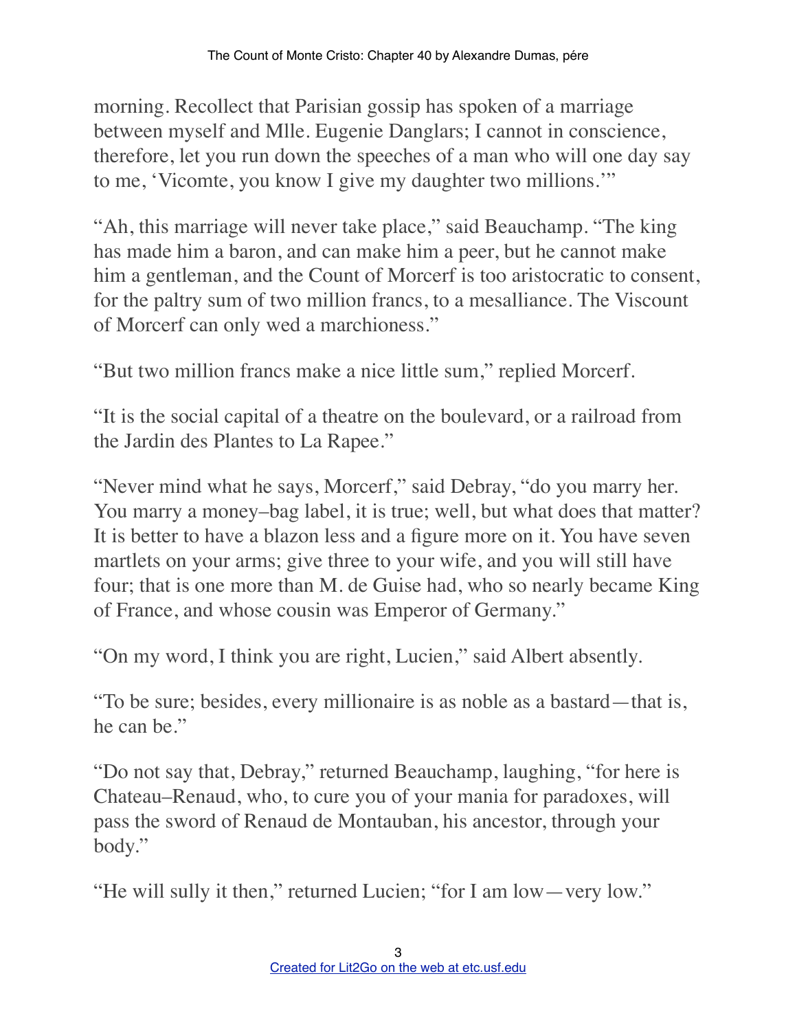morning. Recollect that Parisian gossip has spoken of a marriage between myself and Mlle. Eugenie Danglars; I cannot in conscience, therefore, let you run down the speeches of a man who will one day say to me, 'Vicomte, you know I give my daughter two millions.'"

"Ah, this marriage will never take place," said Beauchamp. "The king has made him a baron, and can make him a peer, but he cannot make him a gentleman, and the Count of Morcerf is too aristocratic to consent, for the paltry sum of two million francs, to a mesalliance. The Viscount of Morcerf can only wed a marchioness."

"But two million francs make a nice little sum," replied Morcerf.

"It is the social capital of a theatre on the boulevard, or a railroad from the Jardin des Plantes to La Rapee."

"Never mind what he says, Morcerf," said Debray, "do you marry her. You marry a money–bag label, it is true; well, but what does that matter? It is better to have a blazon less and a figure more on it. You have seven martlets on your arms; give three to your wife, and you will still have four; that is one more than M. de Guise had, who so nearly became King of France, and whose cousin was Emperor of Germany."

"On my word, I think you are right, Lucien," said Albert absently.

"To be sure; besides, every millionaire is as noble as a bastard—that is, he can be."

"Do not say that, Debray," returned Beauchamp, laughing, "for here is Chateau–Renaud, who, to cure you of your mania for paradoxes, will pass the sword of Renaud de Montauban, his ancestor, through your body."

"He will sully it then," returned Lucien; "for I am low—very low."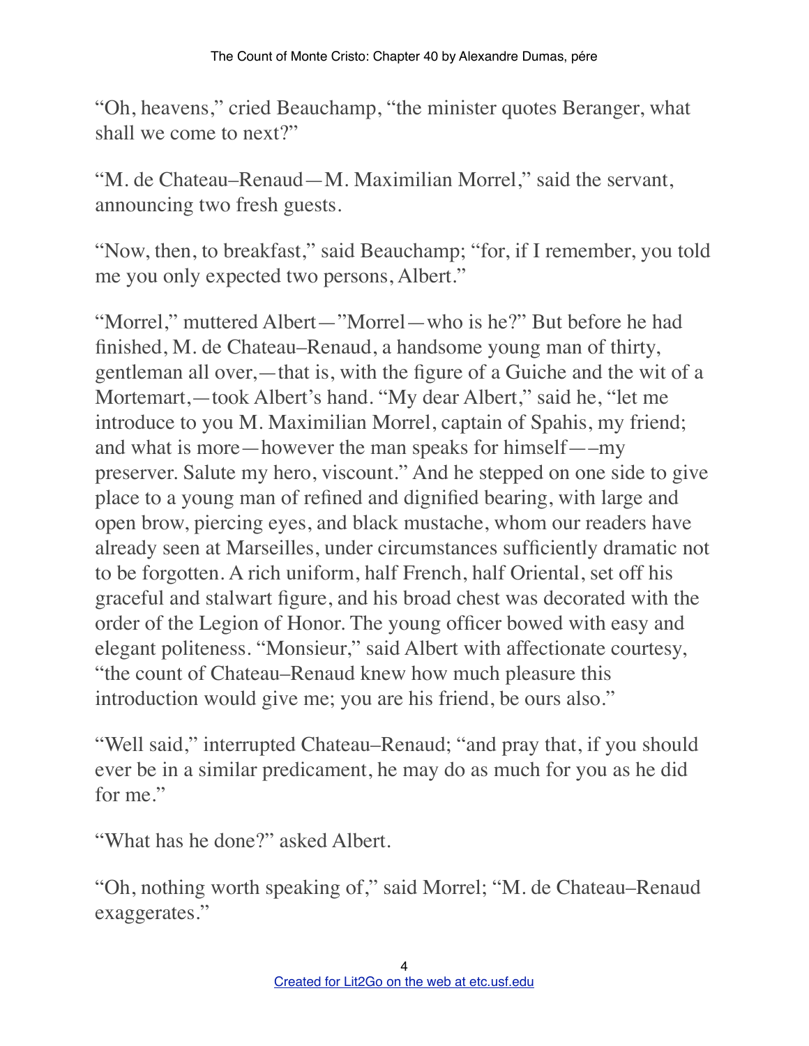"Oh, heavens," cried Beauchamp, "the minister quotes Beranger, what shall we come to next?"

"M. de Chateau–Renaud—M. Maximilian Morrel," said the servant, announcing two fresh guests.

"Now, then, to breakfast," said Beauchamp; "for, if I remember, you told me you only expected two persons, Albert."

"Morrel," muttered Albert—"Morrel—who is he?" But before he had finished, M. de Chateau–Renaud, a handsome young man of thirty, gentleman all over,—that is, with the figure of a Guiche and the wit of a Mortemart,—took Albert's hand. "My dear Albert," said he, "let me introduce to you M. Maximilian Morrel, captain of Spahis, my friend; and what is more—however the man speaks for himself——my preserver. Salute my hero, viscount." And he stepped on one side to give place to a young man of refined and dignified bearing, with large and open brow, piercing eyes, and black mustache, whom our readers have already seen at Marseilles, under circumstances sufficiently dramatic not to be forgotten. A rich uniform, half French, half Oriental, set off his graceful and stalwart figure, and his broad chest was decorated with the order of the Legion of Honor. The young officer bowed with easy and elegant politeness. "Monsieur," said Albert with affectionate courtesy, "the count of Chateau–Renaud knew how much pleasure this introduction would give me; you are his friend, be ours also."

"Well said," interrupted Chateau–Renaud; "and pray that, if you should ever be in a similar predicament, he may do as much for you as he did for me."

"What has he done?" asked Albert.

"Oh, nothing worth speaking of," said Morrel; "M. de Chateau–Renaud exaggerates."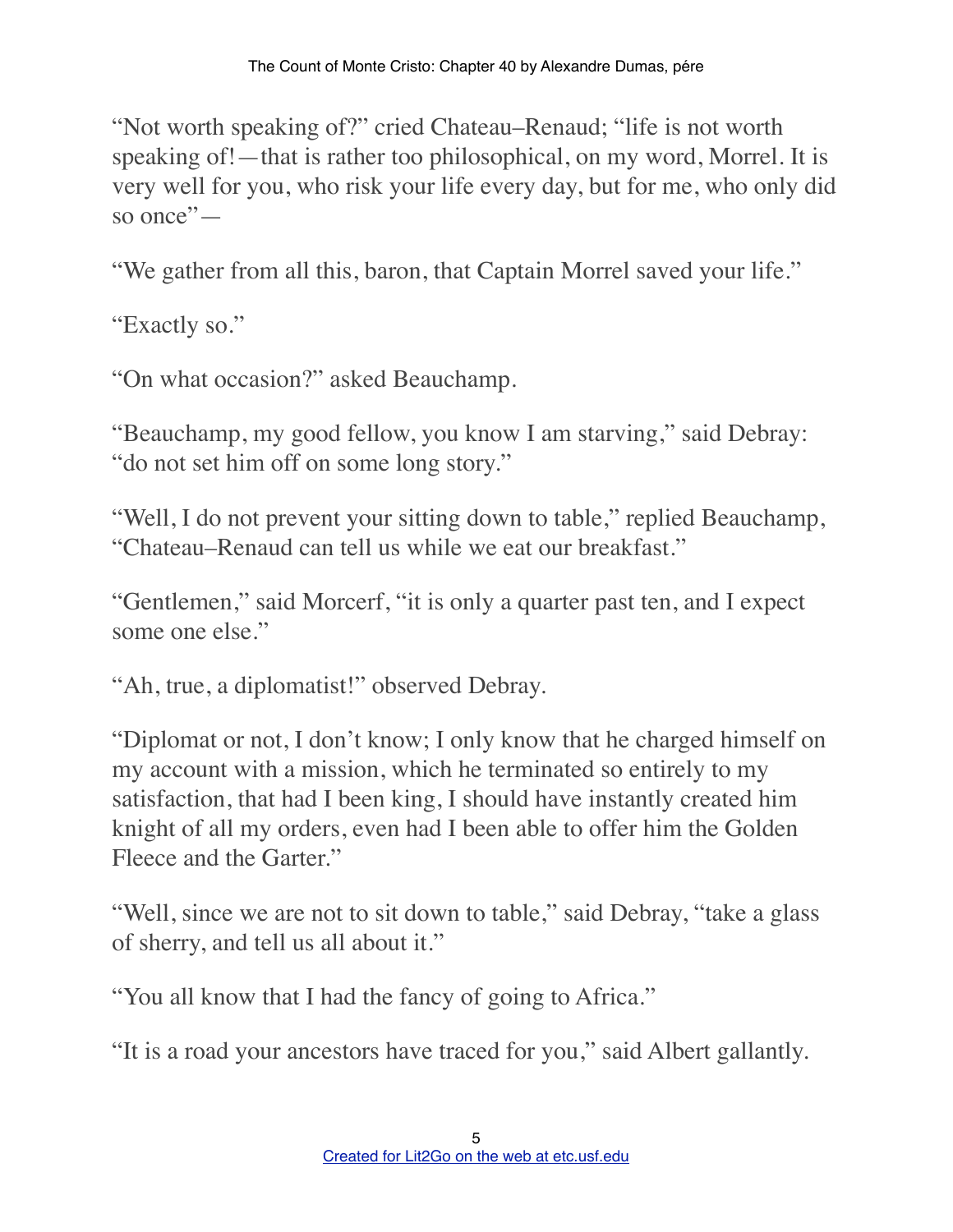"Not worth speaking of?" cried Chateau–Renaud; "life is not worth speaking of!—that is rather too philosophical, on my word, Morrel. It is very well for you, who risk your life every day, but for me, who only did so once"—

"We gather from all this, baron, that Captain Morrel saved your life."

"Exactly so."

"On what occasion?" asked Beauchamp.

"Beauchamp, my good fellow, you know I am starving," said Debray: "do not set him off on some long story."

"Well, I do not prevent your sitting down to table," replied Beauchamp, "Chateau–Renaud can tell us while we eat our breakfast."

"Gentlemen," said Morcerf, "it is only a quarter past ten, and I expect some one else."

"Ah, true, a diplomatist!" observed Debray.

"Diplomat or not, I don't know; I only know that he charged himself on my account with a mission, which he terminated so entirely to my satisfaction, that had I been king, I should have instantly created him knight of all my orders, even had I been able to offer him the Golden Fleece and the Garter."

"Well, since we are not to sit down to table," said Debray, "take a glass of sherry, and tell us all about it."

"You all know that I had the fancy of going to Africa."

"It is a road your ancestors have traced for you," said Albert gallantly.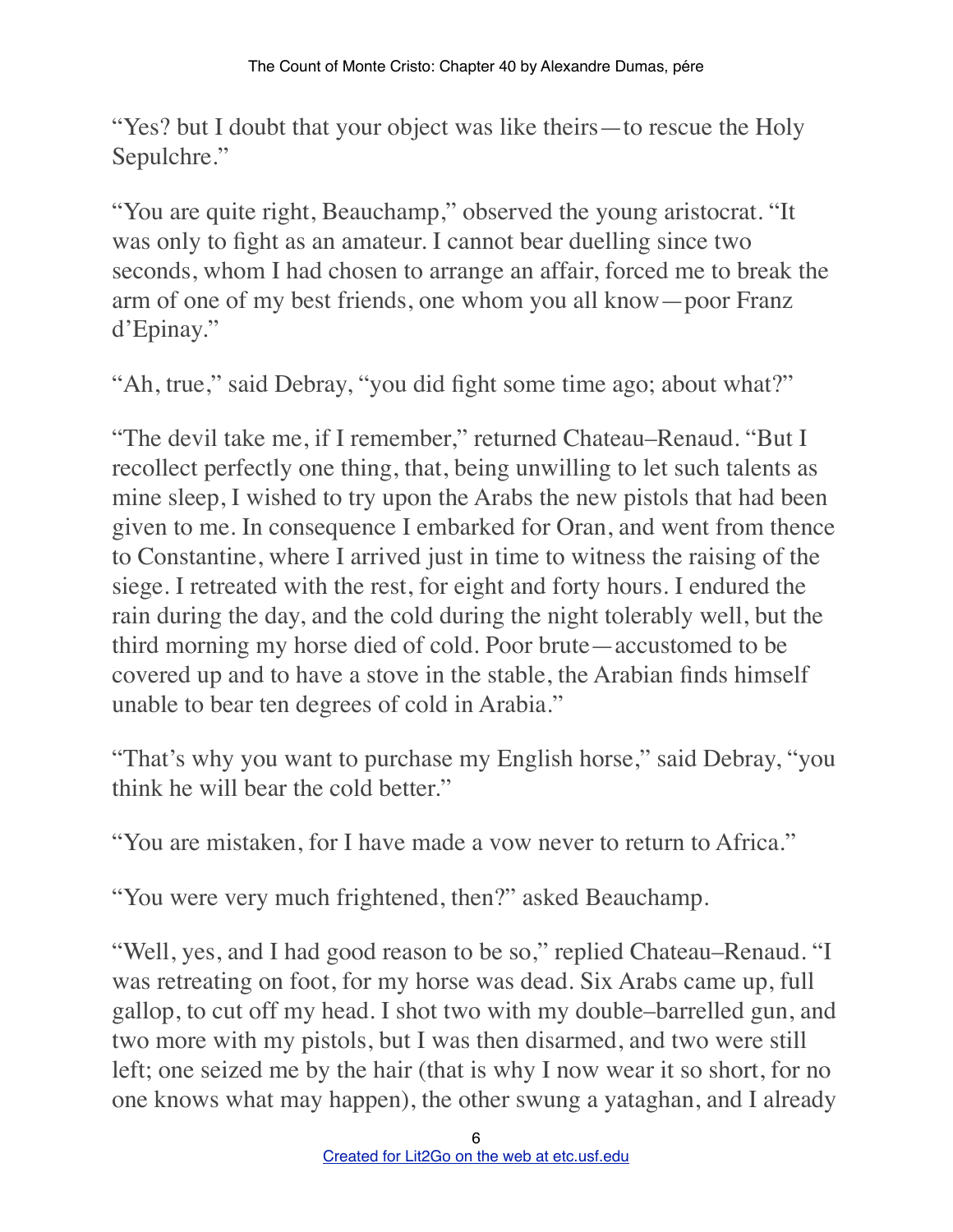"Yes? but I doubt that your object was like theirs—to rescue the Holy Sepulchre."

"You are quite right, Beauchamp," observed the young aristocrat. "It was only to fight as an amateur. I cannot bear duelling since two seconds, whom I had chosen to arrange an affair, forced me to break the arm of one of my best friends, one whom you all know—poor Franz d'Epinay."

"Ah, true," said Debray, "you did fight some time ago; about what?"

"The devil take me, if I remember," returned Chateau–Renaud. "But I recollect perfectly one thing, that, being unwilling to let such talents as mine sleep, I wished to try upon the Arabs the new pistols that had been given to me. In consequence I embarked for Oran, and went from thence to Constantine, where I arrived just in time to witness the raising of the siege. I retreated with the rest, for eight and forty hours. I endured the rain during the day, and the cold during the night tolerably well, but the third morning my horse died of cold. Poor brute—accustomed to be covered up and to have a stove in the stable, the Arabian finds himself unable to bear ten degrees of cold in Arabia."

"That's why you want to purchase my English horse," said Debray, "you think he will bear the cold better."

"You are mistaken, for I have made a vow never to return to Africa."

"You were very much frightened, then?" asked Beauchamp.

"Well, yes, and I had good reason to be so," replied Chateau–Renaud. "I was retreating on foot, for my horse was dead. Six Arabs came up, full gallop, to cut off my head. I shot two with my double–barrelled gun, and two more with my pistols, but I was then disarmed, and two were still left; one seized me by the hair (that is why I now wear it so short, for no one knows what may happen), the other swung a yataghan, and I already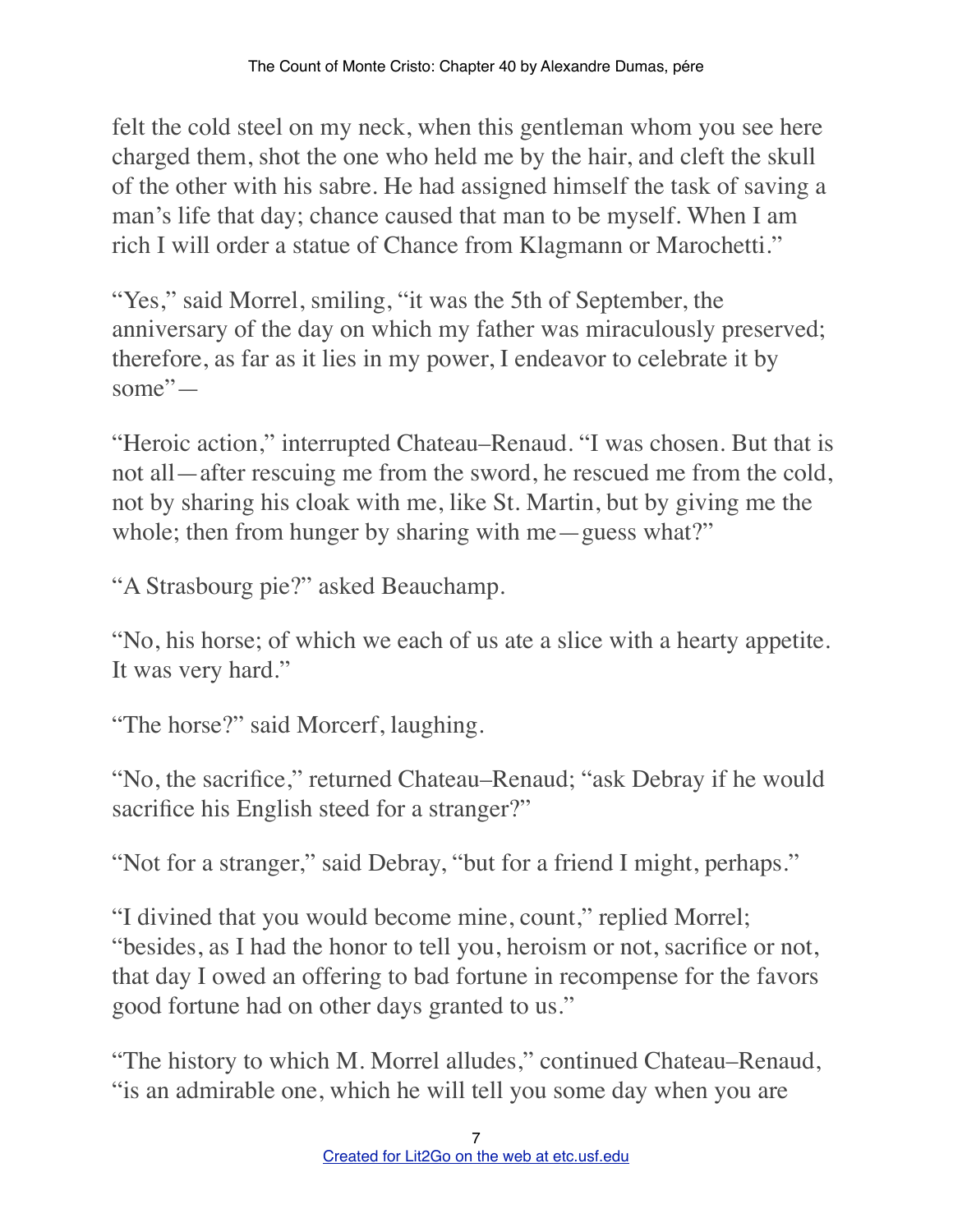felt the cold steel on my neck, when this gentleman whom you see here charged them, shot the one who held me by the hair, and cleft the skull of the other with his sabre. He had assigned himself the task of saving a man's life that day; chance caused that man to be myself. When I am rich I will order a statue of Chance from Klagmann or Marochetti."

"Yes," said Morrel, smiling, "it was the 5th of September, the anniversary of the day on which my father was miraculously preserved; therefore, as far as it lies in my power, I endeavor to celebrate it by some"—

"Heroic action," interrupted Chateau–Renaud. "I was chosen. But that is not all—after rescuing me from the sword, he rescued me from the cold, not by sharing his cloak with me, like St. Martin, but by giving me the whole; then from hunger by sharing with me—guess what?"

"A Strasbourg pie?" asked Beauchamp.

"No, his horse; of which we each of us ate a slice with a hearty appetite. It was very hard."

"The horse?" said Morcerf, laughing.

"No, the sacrifice," returned Chateau–Renaud; "ask Debray if he would sacrifice his English steed for a stranger?"

"Not for a stranger," said Debray, "but for a friend I might, perhaps."

"I divined that you would become mine, count," replied Morrel; "besides, as I had the honor to tell you, heroism or not, sacrifice or not, that day I owed an offering to bad fortune in recompense for the favors good fortune had on other days granted to us."

"The history to which M. Morrel alludes," continued Chateau–Renaud, "is an admirable one, which he will tell you some day when you are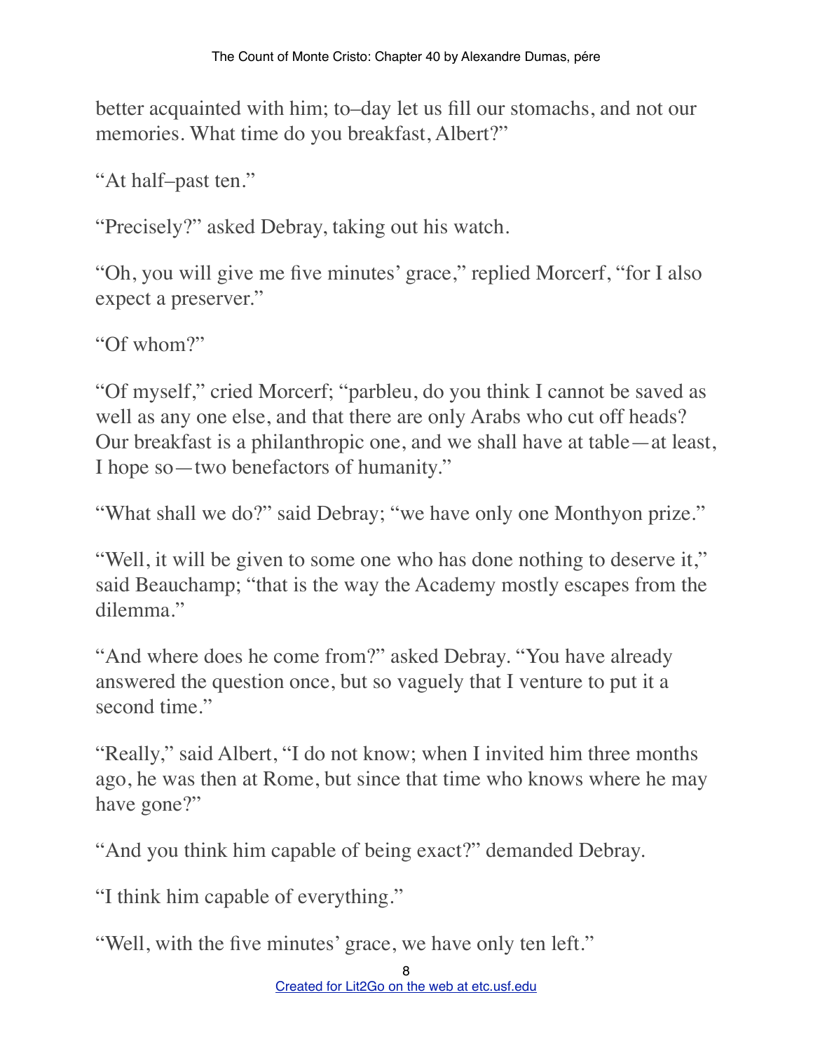better acquainted with him; to–day let us fill our stomachs, and not our memories. What time do you breakfast, Albert?"

"At half–past ten."

"Precisely?" asked Debray, taking out his watch.

"Oh, you will give me five minutes' grace," replied Morcerf, "for I also expect a preserver."

"Of whom?"

"Of myself," cried Morcerf; "parbleu, do you think I cannot be saved as well as any one else, and that there are only Arabs who cut off heads? Our breakfast is a philanthropic one, and we shall have at table—at least, I hope so—two benefactors of humanity."

"What shall we do?" said Debray; "we have only one Monthyon prize."

"Well, it will be given to some one who has done nothing to deserve it," said Beauchamp; "that is the way the Academy mostly escapes from the dilemma."

"And where does he come from?" asked Debray. "You have already answered the question once, but so vaguely that I venture to put it a second time."

"Really," said Albert, "I do not know; when I invited him three months ago, he was then at Rome, but since that time who knows where he may have gone?"

"And you think him capable of being exact?" demanded Debray.

"I think him capable of everything."

"Well, with the five minutes' grace, we have only ten left."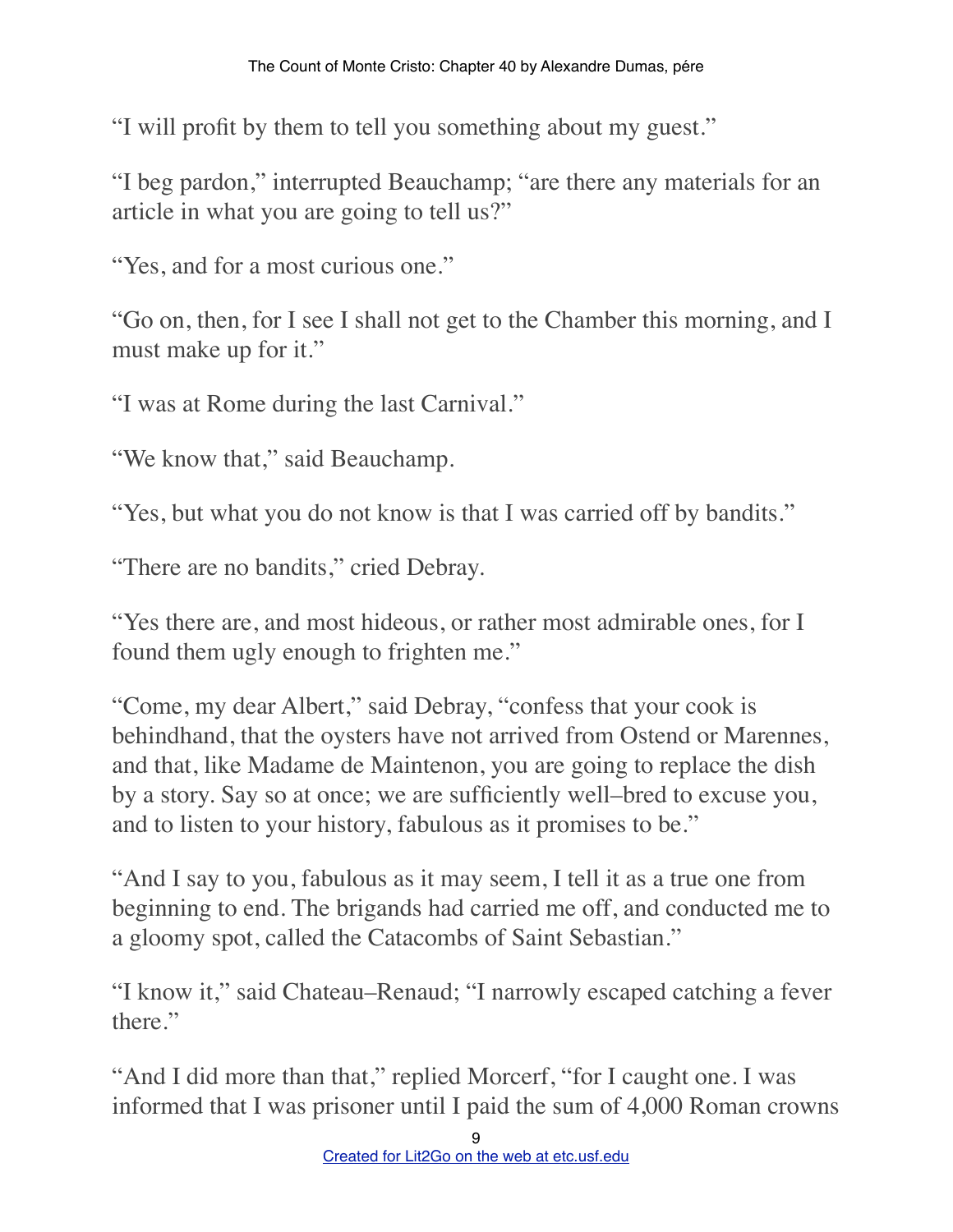"I will profit by them to tell you something about my guest."

"I beg pardon," interrupted Beauchamp; "are there any materials for an article in what you are going to tell us?"

"Yes, and for a most curious one."

"Go on, then, for I see I shall not get to the Chamber this morning, and I must make up for it."

"I was at Rome during the last Carnival."

"We know that," said Beauchamp.

"Yes, but what you do not know is that I was carried off by bandits."

"There are no bandits," cried Debray.

"Yes there are, and most hideous, or rather most admirable ones, for I found them ugly enough to frighten me."

"Come, my dear Albert," said Debray, "confess that your cook is behindhand, that the oysters have not arrived from Ostend or Marennes, and that, like Madame de Maintenon, you are going to replace the dish by a story. Say so at once; we are sufficiently well–bred to excuse you, and to listen to your history, fabulous as it promises to be."

"And I say to you, fabulous as it may seem, I tell it as a true one from beginning to end. The brigands had carried me off, and conducted me to a gloomy spot, called the Catacombs of Saint Sebastian."

"I know it," said Chateau–Renaud; "I narrowly escaped catching a fever there."

"And I did more than that," replied Morcerf, "for I caught one. I was informed that I was prisoner until I paid the sum of 4,000 Roman crowns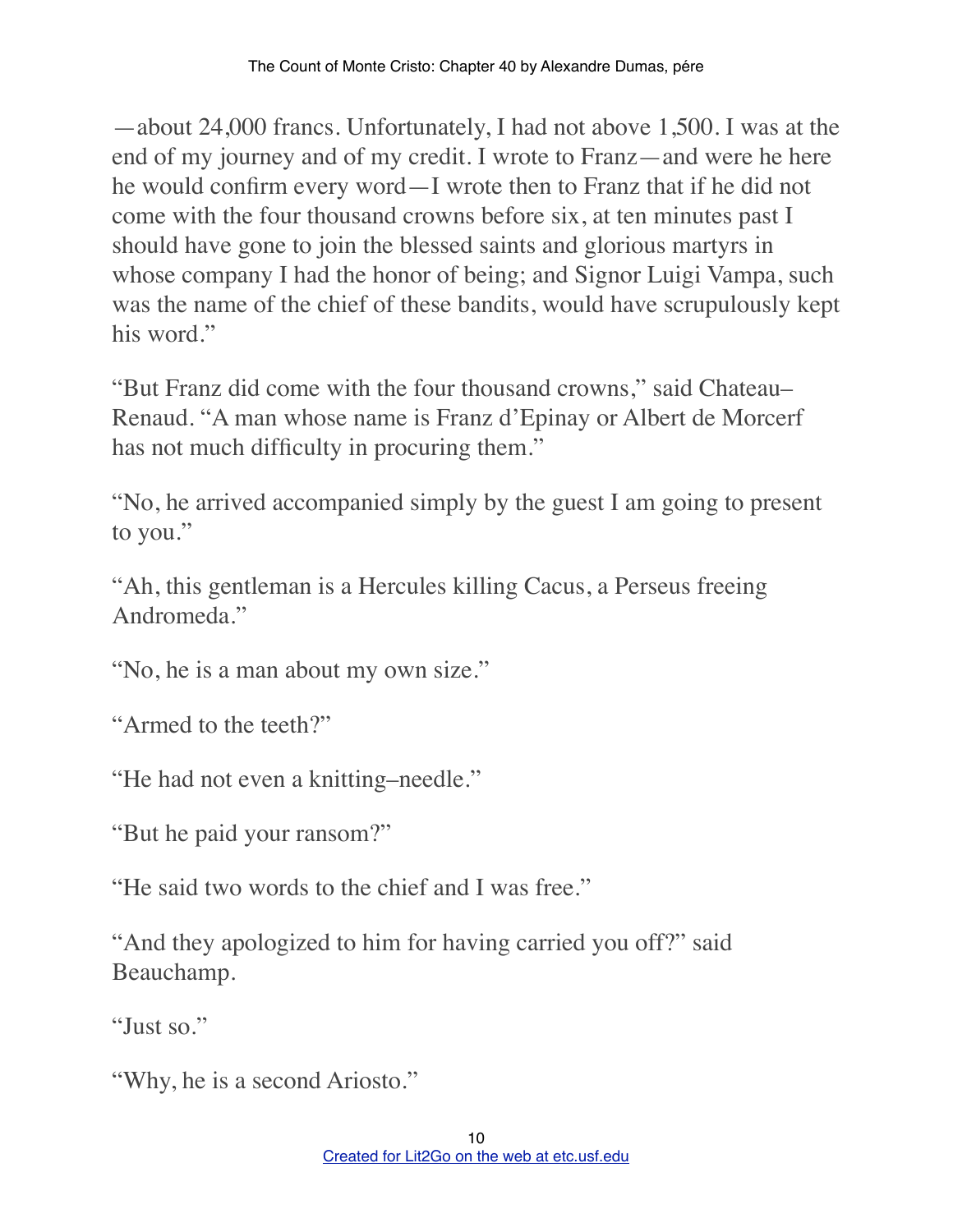—about 24,000 francs. Unfortunately, I had not above 1,500. I was at the end of my journey and of my credit. I wrote to Franz—and were he here he would confirm every word—I wrote then to Franz that if he did not come with the four thousand crowns before six, at ten minutes past I should have gone to join the blessed saints and glorious martyrs in whose company I had the honor of being; and Signor Luigi Vampa, such was the name of the chief of these bandits, would have scrupulously kept his word."

"But Franz did come with the four thousand crowns," said Chateau–Renaud. "A man whose name is Franz d'Epinay or Albert de Morcerf has not much difficulty in procuring them."

"No, he arrived accompanied simply by the guest I am going to present to you."

"Ah, this gentleman is a Hercules killing Cacus, a Perseus freeing Andromeda."

"No, he is a man about my own size."

"Armed to the teeth?"

"He had not even a knitting–needle."

"But he paid your ransom?"

"He said two words to the chief and I was free."

"And they apologized to him for having carried you off?" said Beauchamp.

"Just so."

"Why, he is a second Ariosto."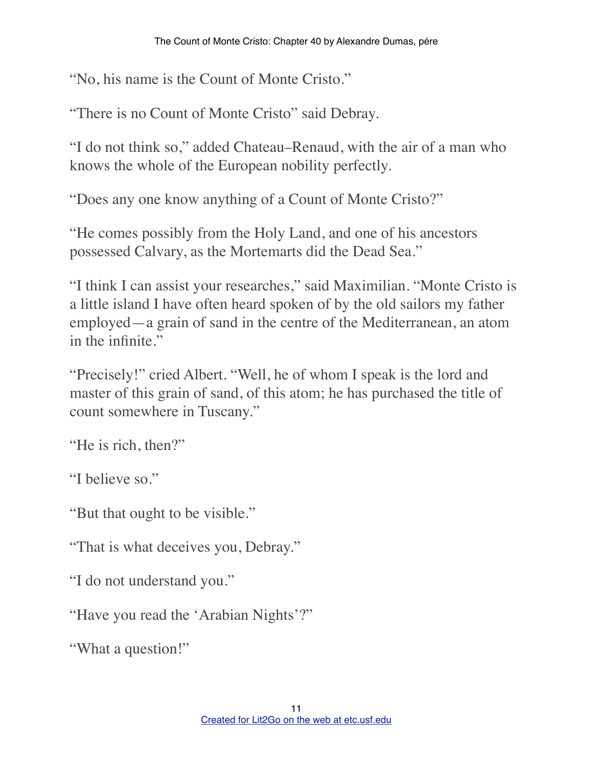"No, his name is the Count of Monte Cristo."

"There is no Count of Monte Cristo" said Debray.

"I do not think so," added Chateau–Renaud, with the air of a man who knows the whole of the European nobility perfectly.

"Does any one know anything of a Count of Monte Cristo?"

"He comes possibly from the Holy Land, and one of his ancestors possessed Calvary, as the Mortemarts did the Dead Sea."

"I think I can assist your researches," said Maximilian. "Monte Cristo is a little island I have often heard spoken of by the old sailors my father employed—a grain of sand in the centre of the Mediterranean, an atom in the infinite."

"Precisely!" cried Albert. "Well, he of whom I speak is the lord and master of this grain of sand, of this atom; he has purchased the title of count somewhere in Tuscany."

"He is rich, then?"

"I believe so."

"But that ought to be visible."

"That is what deceives you, Debray."

"I do not understand you."

"Have you read the 'Arabian Nights'?"

"What a question!"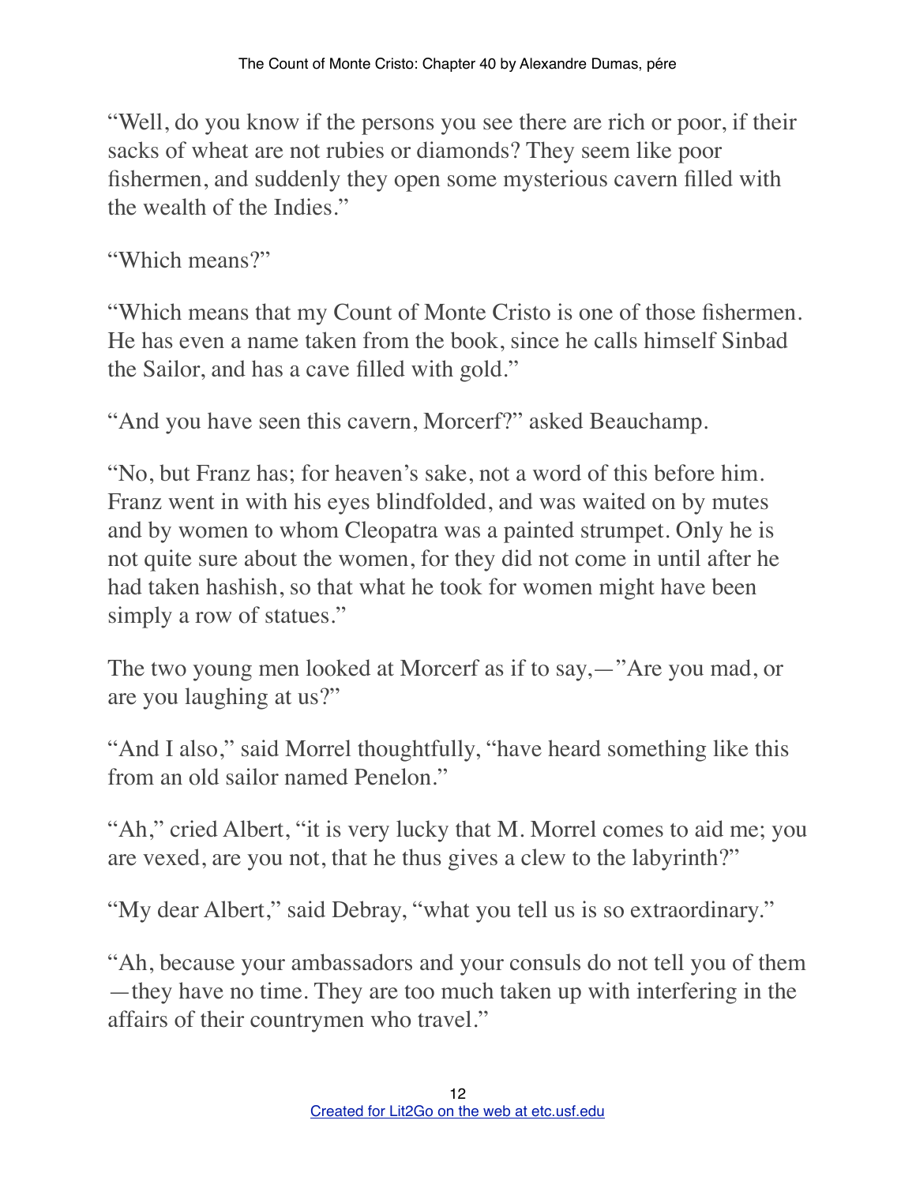"Well, do you know if the persons you see there are rich or poor, if their sacks of wheat are not rubies or diamonds? They seem like poor fishermen, and suddenly they open some mysterious cavern filled with the wealth of the Indies."

"Which means?"

"Which means that my Count of Monte Cristo is one of those fishermen. He has even a name taken from the book, since he calls himself Sinbad the Sailor, and has a cave filled with gold."

"And you have seen this cavern, Morcerf?" asked Beauchamp.

"No, but Franz has; for heaven's sake, not a word of this before him. Franz went in with his eyes blindfolded, and was waited on by mutes and by women to whom Cleopatra was a painted strumpet. Only he is not quite sure about the women, for they did not come in until after he had taken hashish, so that what he took for women might have been simply a row of statues."

The two young men looked at Morcerf as if to say,—"Are you mad, or are you laughing at us?"

"And I also," said Morrel thoughtfully, "have heard something like this from an old sailor named Penelon."

"Ah," cried Albert, "it is very lucky that M. Morrel comes to aid me; you are vexed, are you not, that he thus gives a clew to the labyrinth?"

"My dear Albert," said Debray, "what you tell us is so extraordinary."

"Ah, because your ambassadors and your consuls do not tell you of them—they have no time. They are too much taken up with interfering in the affairs of their countrymen who travel."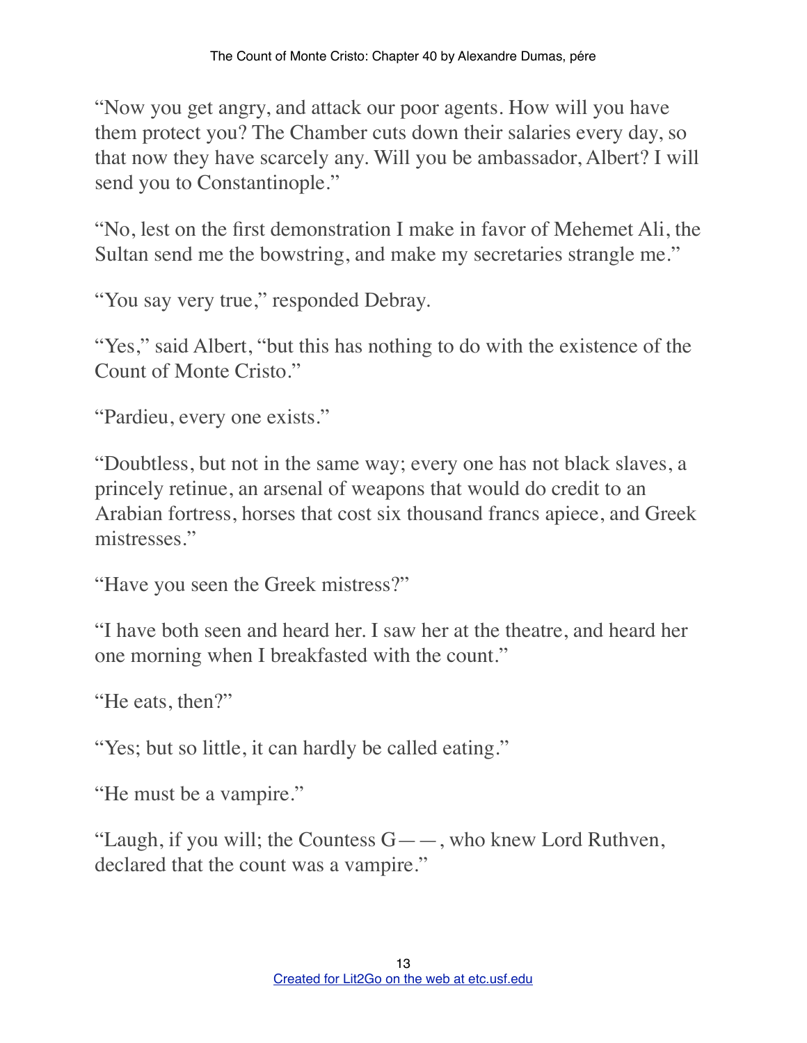"Now you get angry, and attack our poor agents. How will you have them protect you? The Chamber cuts down their salaries every day, so that now they have scarcely any. Will you be ambassador, Albert? I will send you to Constantinople."

"No, lest on the first demonstration I make in favor of Mehemet Ali, the Sultan send me the bowstring, and make my secretaries strangle me."

"You say very true," responded Debray.

"Yes," said Albert, "but this has nothing to do with the existence of the Count of Monte Cristo."

"Pardieu, every one exists."

"Doubtless, but not in the same way; every one has not black slaves, a princely retinue, an arsenal of weapons that would do credit to an Arabian fortress, horses that cost six thousand francs apiece, and Greek mistresses."

"Have you seen the Greek mistress?"

"I have both seen and heard her. I saw her at the theatre, and heard her one morning when I breakfasted with the count."

"He eats, then?"

"Yes; but so little, it can hardly be called eating."

"He must be a vampire."

"Laugh, if you will; the Countess G——, who knew Lord Ruthven, declared that the count was a vampire."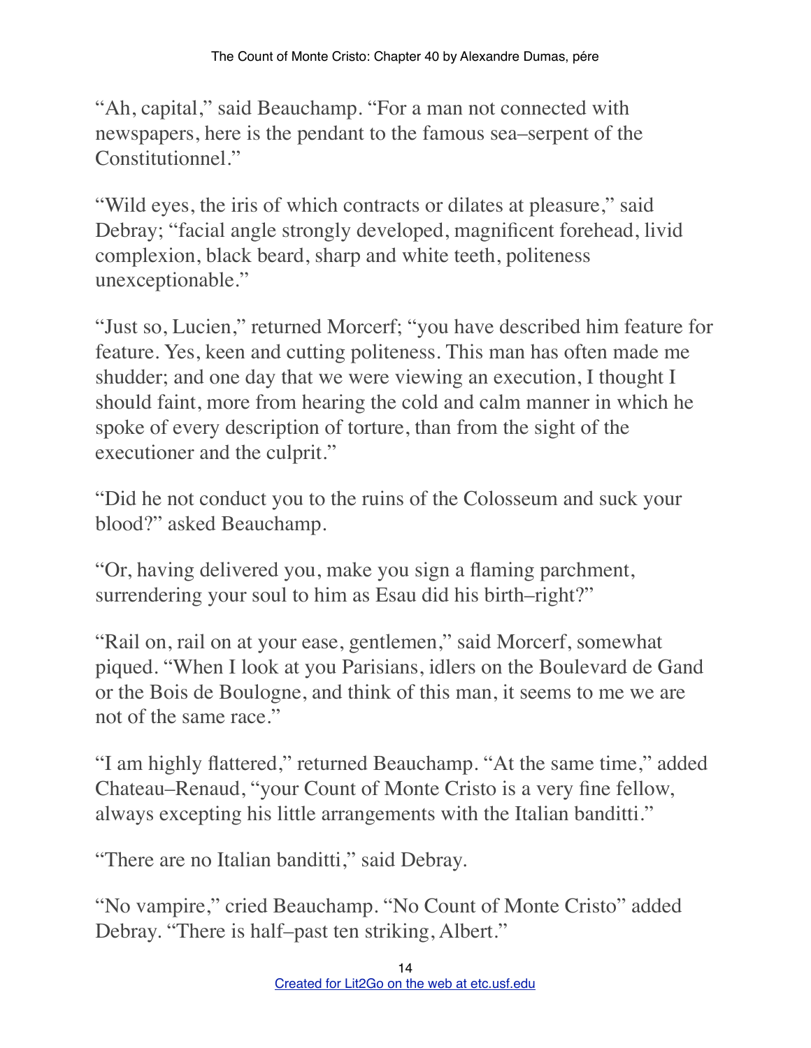"Ah, capital," said Beauchamp. "For a man not connected with newspapers, here is the pendant to the famous sea–serpent of the Constitutionnel."

"Wild eyes, the iris of which contracts or dilates at pleasure," said Debray; "facial angle strongly developed, magnificent forehead, livid complexion, black beard, sharp and white teeth, politeness unexceptionable."

"Just so, Lucien," returned Morcerf; "you have described him feature for feature. Yes, keen and cutting politeness. This man has often made me shudder; and one day that we were viewing an execution, I thought I should faint, more from hearing the cold and calm manner in which he spoke of every description of torture, than from the sight of the executioner and the culprit."

"Did he not conduct you to the ruins of the Colosseum and suck your blood?" asked Beauchamp.

"Or, having delivered you, make you sign a flaming parchment, surrendering your soul to him as Esau did his birth–right?"

"Rail on, rail on at your ease, gentlemen," said Morcerf, somewhat piqued. "When I look at you Parisians, idlers on the Boulevard de Gand or the Bois de Boulogne, and think of this man, it seems to me we are not of the same race."

"I am highly flattered," returned Beauchamp. "At the same time," added Chateau–Renaud, "your Count of Monte Cristo is a very fine fellow, always excepting his little arrangements with the Italian banditti."

"There are no Italian banditti," said Debray.

"No vampire," cried Beauchamp. "No Count of Monte Cristo" added Debray. "There is half–past ten striking, Albert."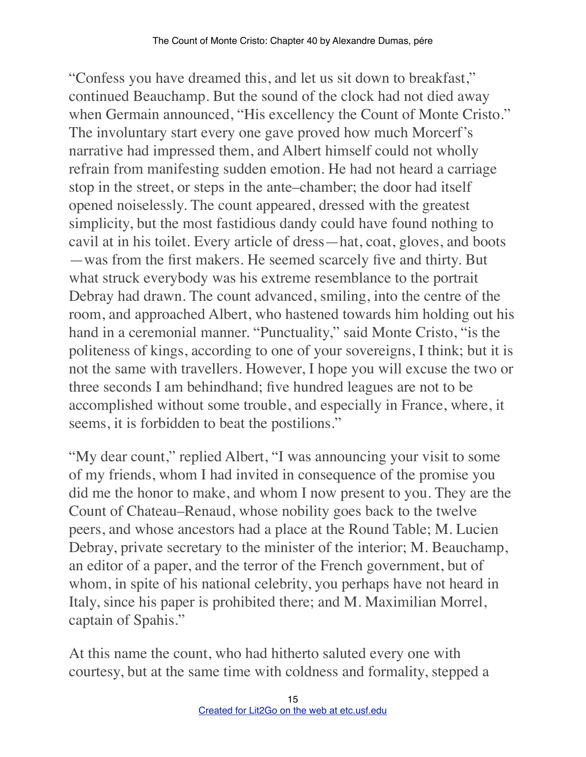"Confess you have dreamed this, and let us sit down to breakfast," continued Beauchamp. But the sound of the clock had not died away when Germain announced, "His excellency the Count of Monte Cristo." The involuntary start every one gave proved how much Morcerf's narrative had impressed them, and Albert himself could not wholly refrain from manifesting sudden emotion. He had not heard a carriage stop in the street, or steps in the ante–chamber; the door had itself opened noiselessly. The count appeared, dressed with the greatest simplicity, but the most fastidious dandy could have found nothing to cavil at in his toilet. Every article of dress—hat, coat, gloves, and boots—was from the first makers. He seemed scarcely five and thirty. But what struck everybody was his extreme resemblance to the portrait Debray had drawn. The count advanced, smiling, into the centre of the room, and approached Albert, who hastened towards him holding out his hand in a ceremonial manner. "Punctuality," said Monte Cristo, "is the politeness of kings, according to one of your sovereigns, I think; but it is not the same with travellers. However, I hope you will excuse the two or three seconds I am behindhand; five hundred leagues are not to be accomplished without some trouble, and especially in France, where, it seems, it is forbidden to beat the postilions."

"My dear count," replied Albert, "I was announcing your visit to some of my friends, whom I had invited in consequence of the promise you did me the honor to make, and whom I now present to you. They are the Count of Chateau–Renaud, whose nobility goes back to the twelve peers, and whose ancestors had a place at the Round Table; M. Lucien Debray, private secretary to the minister of the interior; M. Beauchamp, an editor of a paper, and the terror of the French government, but of whom, in spite of his national celebrity, you perhaps have not heard in Italy, since his paper is prohibited there; and M. Maximilian Morrel, captain of Spahis."

At this name the count, who had hitherto saluted every one with courtesy, but at the same time with coldness and formality, stepped a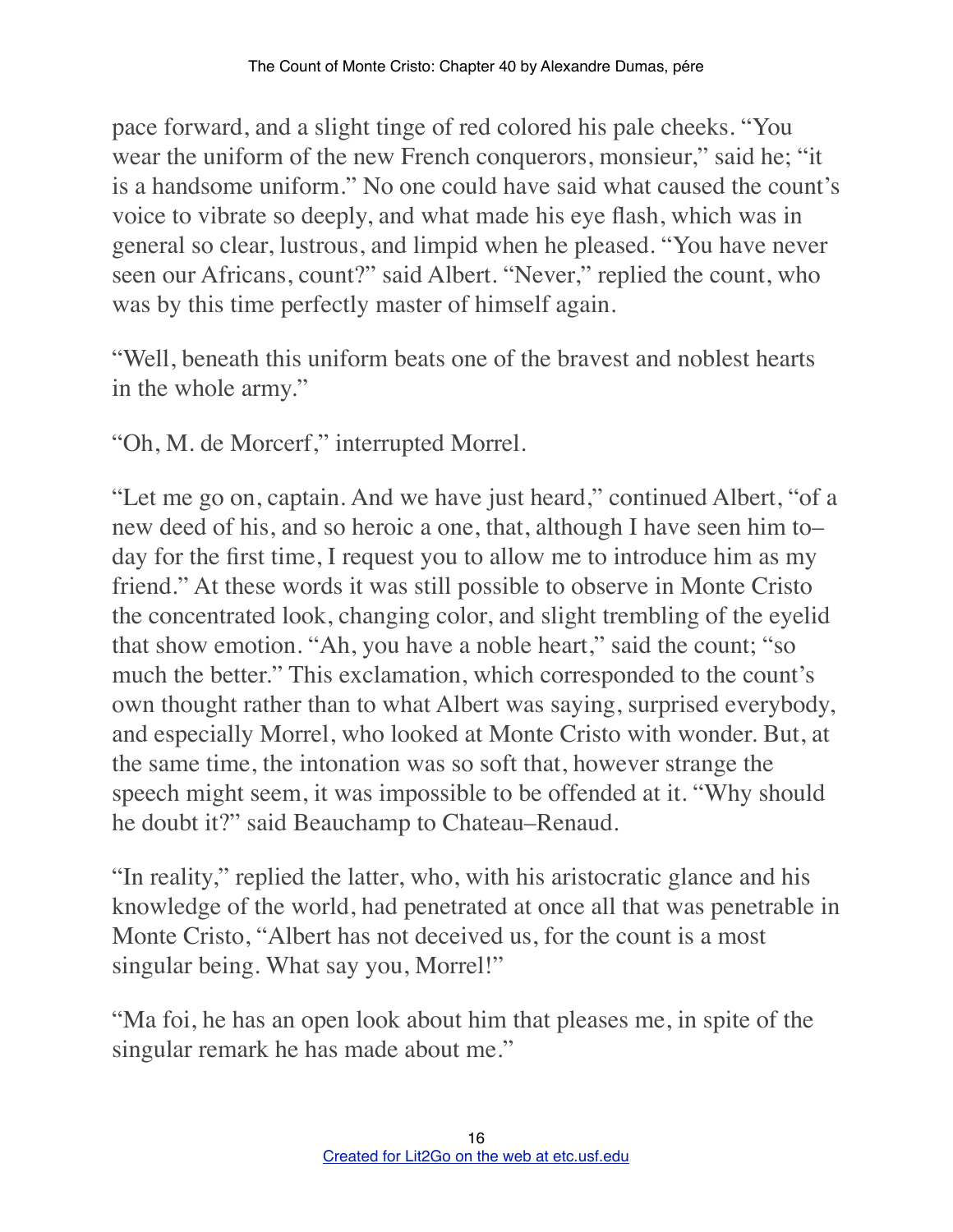pace forward, and a slight tinge of red colored his pale cheeks. "You wear the uniform of the new French conquerors, monsieur," said he; "it is a handsome uniform." No one could have said what caused the count's voice to vibrate so deeply, and what made his eye flash, which was in general so clear, lustrous, and limpid when he pleased. "You have never seen our Africans, count?" said Albert. "Never," replied the count, who was by this time perfectly master of himself again.

"Well, beneath this uniform beats one of the bravest and noblest hearts in the whole army."

"Oh, M. de Morcerf," interrupted Morrel.

"Let me go on, captain. And we have just heard," continued Albert, "of a new deed of his, and so heroic a one, that, although I have seen him to–day for the first time, I request you to allow me to introduce him as my friend." At these words it was still possible to observe in Monte Cristo the concentrated look, changing color, and slight trembling of the eyelid that show emotion. "Ah, you have a noble heart," said the count; "so much the better." This exclamation, which corresponded to the count's own thought rather than to what Albert was saying, surprised everybody, and especially Morrel, who looked at Monte Cristo with wonder. But, at the same time, the intonation was so soft that, however strange the speech might seem, it was impossible to be offended at it. "Why should he doubt it?" said Beauchamp to Chateau–Renaud.

"In reality," replied the latter, who, with his aristocratic glance and his knowledge of the world, had penetrated at once all that was penetrable in Monte Cristo, "Albert has not deceived us, for the count is a most singular being. What say you, Morrel!"

"Ma foi, he has an open look about him that pleases me, in spite of the singular remark he has made about me."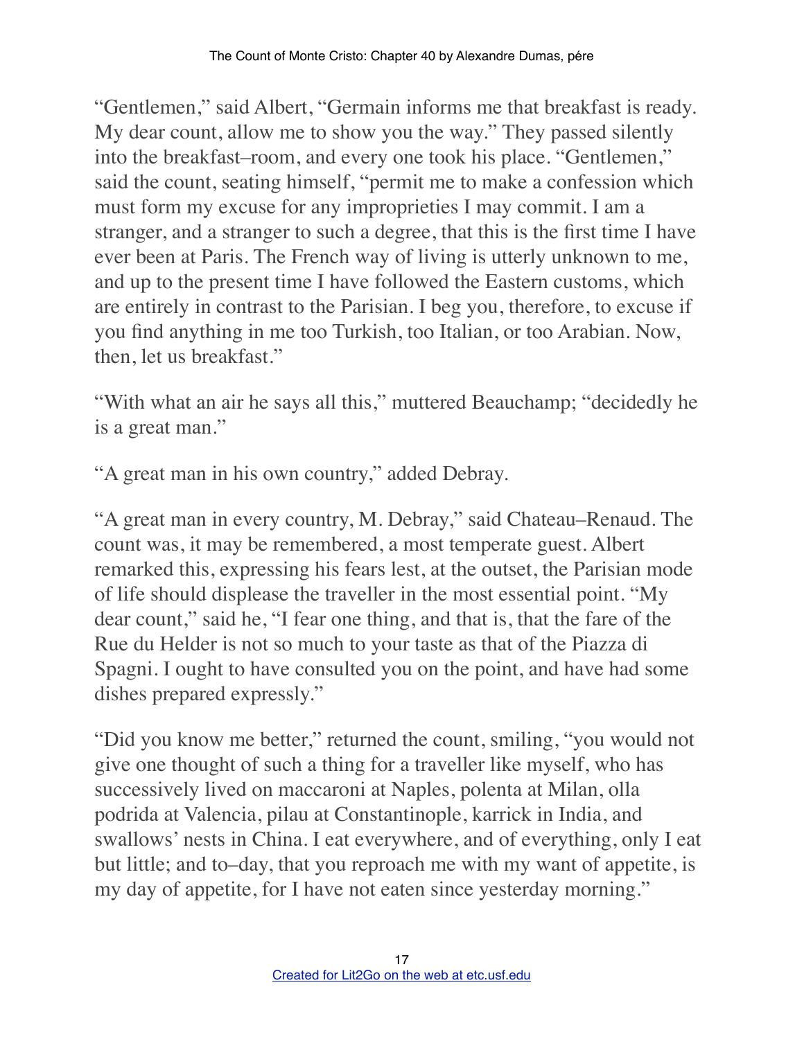"Gentlemen," said Albert, "Germain informs me that breakfast is ready. My dear count, allow me to show you the way." They passed silently into the breakfast–room, and every one took his place. "Gentlemen," said the count, seating himself, "permit me to make a confession which must form my excuse for any improprieties I may commit. I am a stranger, and a stranger to such a degree, that this is the first time I have ever been at Paris. The French way of living is utterly unknown to me, and up to the present time I have followed the Eastern customs, which are entirely in contrast to the Parisian. I beg you, therefore, to excuse if you find anything in me too Turkish, too Italian, or too Arabian. Now, then, let us breakfast."

"With what an air he says all this," muttered Beauchamp; "decidedly he is a great man."

"A great man in his own country," added Debray.

"A great man in every country, M. Debray," said Chateau–Renaud. The count was, it may be remembered, a most temperate guest. Albert remarked this, expressing his fears lest, at the outset, the Parisian mode of life should displease the traveller in the most essential point. "My dear count," said he, "I fear one thing, and that is, that the fare of the Rue du Helder is not so much to your taste as that of the Piazza di Spagni. I ought to have consulted you on the point, and have had some dishes prepared expressly."

"Did you know me better," returned the count, smiling, "you would not give one thought of such a thing for a traveller like myself, who has successively lived on maccaroni at Naples, polenta at Milan, olla podrida at Valencia, pilau at Constantinople, karrick in India, and swallows' nests in China. I eat everywhere, and of everything, only I eat but little; and to–day, that you reproach me with my want of appetite, is my day of appetite, for I have not eaten since yesterday morning."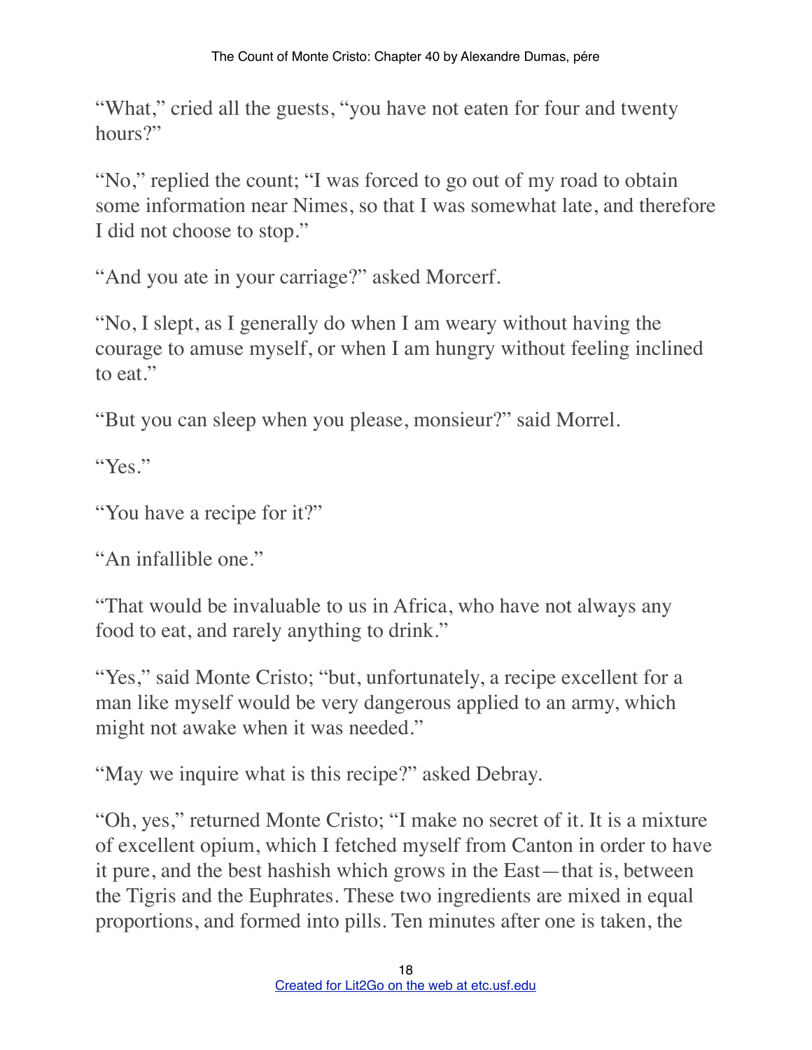"What," cried all the guests, "you have not eaten for four and twenty hours?"

"No," replied the count; "I was forced to go out of my road to obtain some information near Nimes, so that I was somewhat late, and therefore I did not choose to stop."

"And you ate in your carriage?" asked Morcerf.

"No, I slept, as I generally do when I am weary without having the courage to amuse myself, or when I am hungry without feeling inclined to eat."

"But you can sleep when you please, monsieur?" said Morrel.

"Yes."

"You have a recipe for it?"

"An infallible one."

"That would be invaluable to us in Africa, who have not always any food to eat, and rarely anything to drink."

"Yes," said Monte Cristo; "but, unfortunately, a recipe excellent for a man like myself would be very dangerous applied to an army, which might not awake when it was needed."

"May we inquire what is this recipe?" asked Debray.

"Oh, yes," returned Monte Cristo; "I make no secret of it. It is a mixture of excellent opium, which I fetched myself from Canton in order to have it pure, and the best hashish which grows in the East—that is, between the Tigris and the Euphrates. These two ingredients are mixed in equal proportions, and formed into pills. Ten minutes after one is taken, the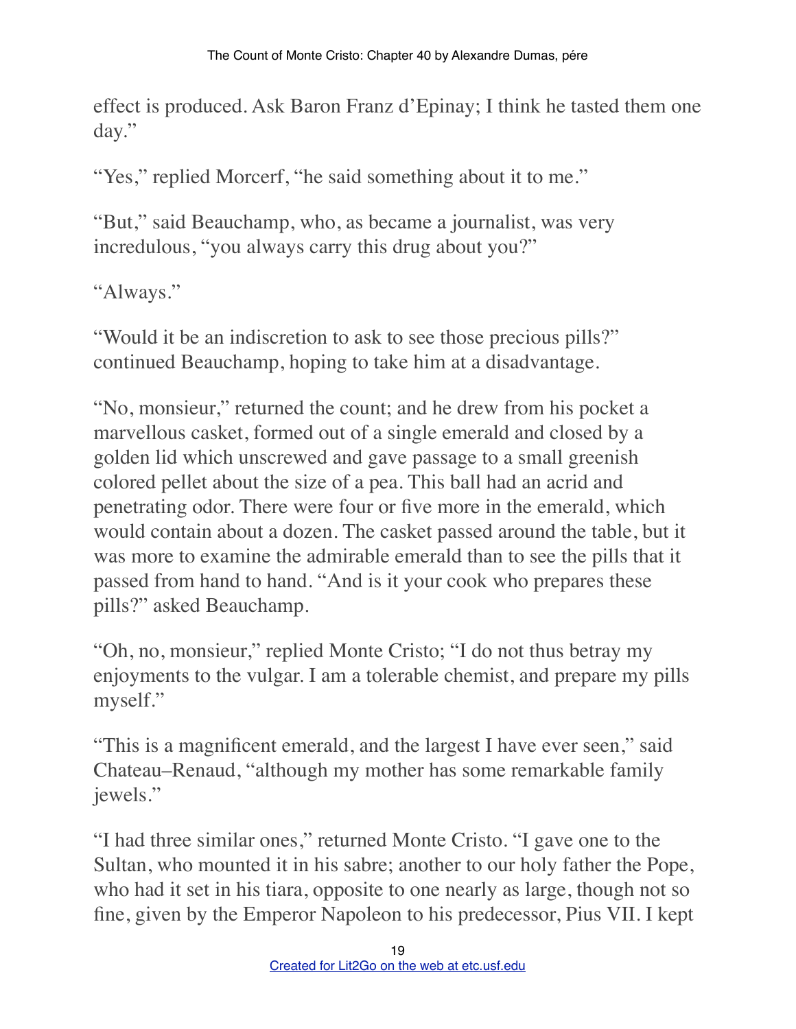effect is produced. Ask Baron Franz d'Epinay; I think he tasted them one day."

"Yes," replied Morcerf, "he said something about it to me."

"But," said Beauchamp, who, as became a journalist, was very incredulous, "you always carry this drug about you?"

"Always."

"Would it be an indiscretion to ask to see those precious pills?" continued Beauchamp, hoping to take him at a disadvantage.

"No, monsieur," returned the count; and he drew from his pocket a marvellous casket, formed out of a single emerald and closed by a golden lid which unscrewed and gave passage to a small greenish colored pellet about the size of a pea. This ball had an acrid and penetrating odor. There were four or five more in the emerald, which would contain about a dozen. The casket passed around the table, but it was more to examine the admirable emerald than to see the pills that it passed from hand to hand. "And is it your cook who prepares these pills?" asked Beauchamp.

"Oh, no, monsieur," replied Monte Cristo; "I do not thus betray my enjoyments to the vulgar. I am a tolerable chemist, and prepare my pills myself."

"This is a magnificent emerald, and the largest I have ever seen," said Chateau–Renaud, "although my mother has some remarkable family jewels."

"I had three similar ones," returned Monte Cristo. "I gave one to the Sultan, who mounted it in his sabre; another to our holy father the Pope, who had it set in his tiara, opposite to one nearly as large, though not so fine, given by the Emperor Napoleon to his predecessor, Pius VII. I kept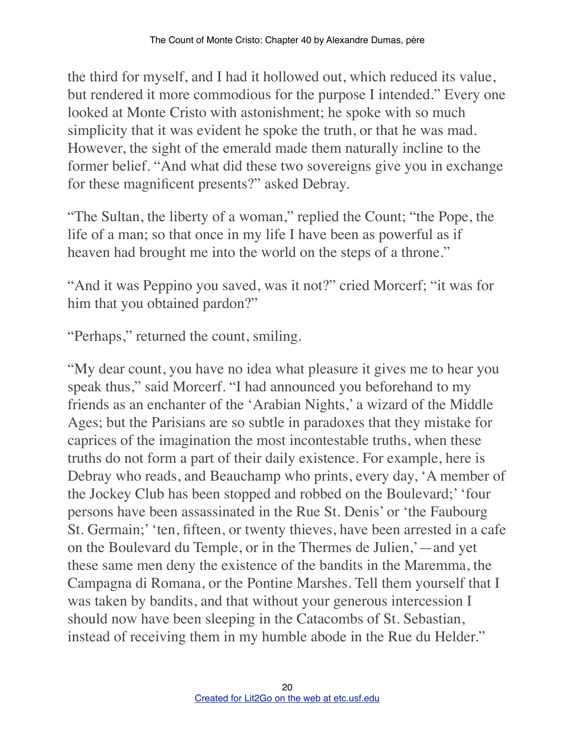the third for myself, and I had it hollowed out, which reduced its value, but rendered it more commodious for the purpose I intended." Every one looked at Monte Cristo with astonishment; he spoke with so much simplicity that it was evident he spoke the truth, or that he was mad. However, the sight of the emerald made them naturally incline to the former belief. "And what did these two sovereigns give you in exchange for these magnificent presents?" asked Debray.

"The Sultan, the liberty of a woman," replied the Count; "the Pope, the life of a man; so that once in my life I have been as powerful as if heaven had brought me into the world on the steps of a throne."

"And it was Peppino you saved, was it not?" cried Morcerf; "it was for him that you obtained pardon?"

"Perhaps," returned the count, smiling.

"My dear count, you have no idea what pleasure it gives me to hear you speak thus," said Morcerf. "I had announced you beforehand to my friends as an enchanter of the 'Arabian Nights,' a wizard of the Middle Ages; but the Parisians are so subtle in paradoxes that they mistake for caprices of the imagination the most incontestable truths, when these truths do not form a part of their daily existence. For example, here is Debray who reads, and Beauchamp who prints, every day, 'A member of the Jockey Club has been stopped and robbed on the Boulevard;' 'four persons have been assassinated in the Rue St. Denis' or 'the Faubourg St. Germain;' 'ten, fifteen, or twenty thieves, have been arrested in a cafe on the Boulevard du Temple, or in the Thermes de Julien,'—and yet these same men deny the existence of the bandits in the Maremma, the Campagna di Romana, or the Pontine Marshes. Tell them yourself that I was taken by bandits, and that without your generous intercession I should now have been sleeping in the Catacombs of St. Sebastian, instead of receiving them in my humble abode in the Rue du Helder."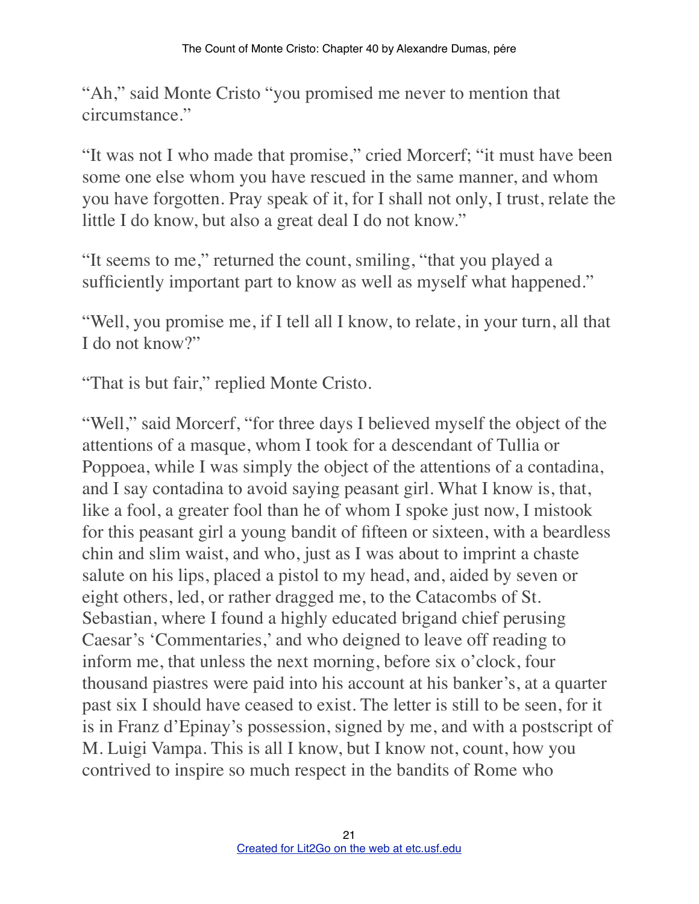"Ah," said Monte Cristo "you promised me never to mention that circumstance."

"It was not I who made that promise," cried Morcerf; "it must have been some one else whom you have rescued in the same manner, and whom you have forgotten. Pray speak of it, for I shall not only, I trust, relate the little I do know, but also a great deal I do not know."

"It seems to me," returned the count, smiling, "that you played a sufficiently important part to know as well as myself what happened."

"Well, you promise me, if I tell all I know, to relate, in your turn, all that I do not know?"

"That is but fair," replied Monte Cristo.

"Well," said Morcerf, "for three days I believed myself the object of the attentions of a masque, whom I took for a descendant of Tullia or Poppoea, while I was simply the object of the attentions of a contadina, and I say contadina to avoid saying peasant girl. What I know is, that, like a fool, a greater fool than he of whom I spoke just now, I mistook for this peasant girl a young bandit of fifteen or sixteen, with a beardless chin and slim waist, and who, just as I was about to imprint a chaste salute on his lips, placed a pistol to my head, and, aided by seven or eight others, led, or rather dragged me, to the Catacombs of St. Sebastian, where I found a highly educated brigand chief perusing Caesar's 'Commentaries,' and who deigned to leave off reading to inform me, that unless the next morning, before six o'clock, four thousand piastres were paid into his account at his banker's, at a quarter past six I should have ceased to exist. The letter is still to be seen, for it is in Franz d'Epinay's possession, signed by me, and with a postscript of M. Luigi Vampa. This is all I know, but I know not, count, how you contrived to inspire so much respect in the bandits of Rome who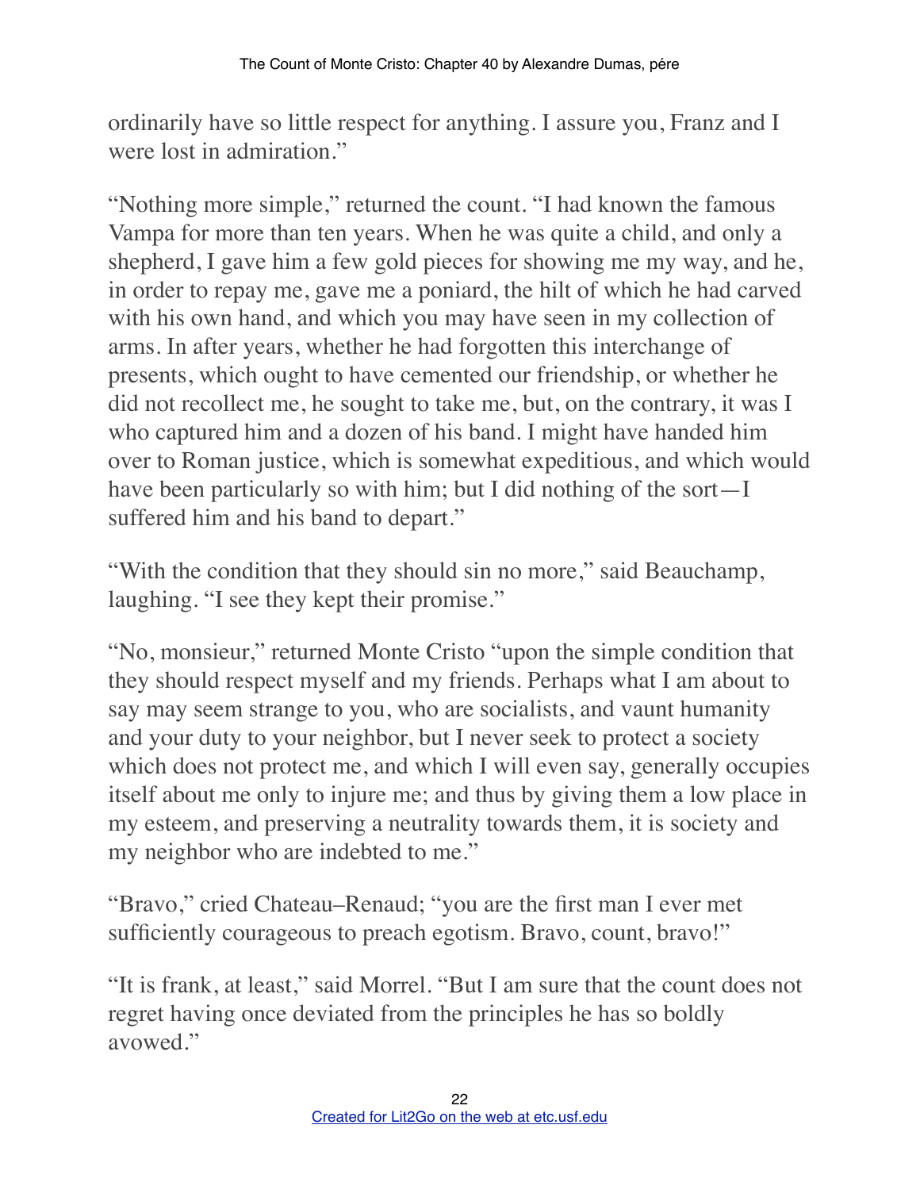ordinarily have so little respect for anything. I assure you, Franz and I were lost in admiration."

"Nothing more simple," returned the count. "I had known the famous Vampa for more than ten years. When he was quite a child, and only a shepherd, I gave him a few gold pieces for showing me my way, and he, in order to repay me, gave me a poniard, the hilt of which he had carved with his own hand, and which you may have seen in my collection of arms. In after years, whether he had forgotten this interchange of presents, which ought to have cemented our friendship, or whether he did not recollect me, he sought to take me, but, on the contrary, it was I who captured him and a dozen of his band. I might have handed him over to Roman justice, which is somewhat expeditious, and which would have been particularly so with him; but I did nothing of the sort—I suffered him and his band to depart."

"With the condition that they should sin no more," said Beauchamp, laughing. "I see they kept their promise."

"No, monsieur," returned Monte Cristo "upon the simple condition that they should respect myself and my friends. Perhaps what I am about to say may seem strange to you, who are socialists, and vaunt humanity and your duty to your neighbor, but I never seek to protect a society which does not protect me, and which I will even say, generally occupies itself about me only to injure me; and thus by giving them a low place in my esteem, and preserving a neutrality towards them, it is society and my neighbor who are indebted to me."

"Bravo," cried Chateau–Renaud; "you are the first man I ever met sufficiently courageous to preach egotism. Bravo, count, bravo!"

"It is frank, at least," said Morrel. "But I am sure that the count does not regret having once deviated from the principles he has so boldly avowed."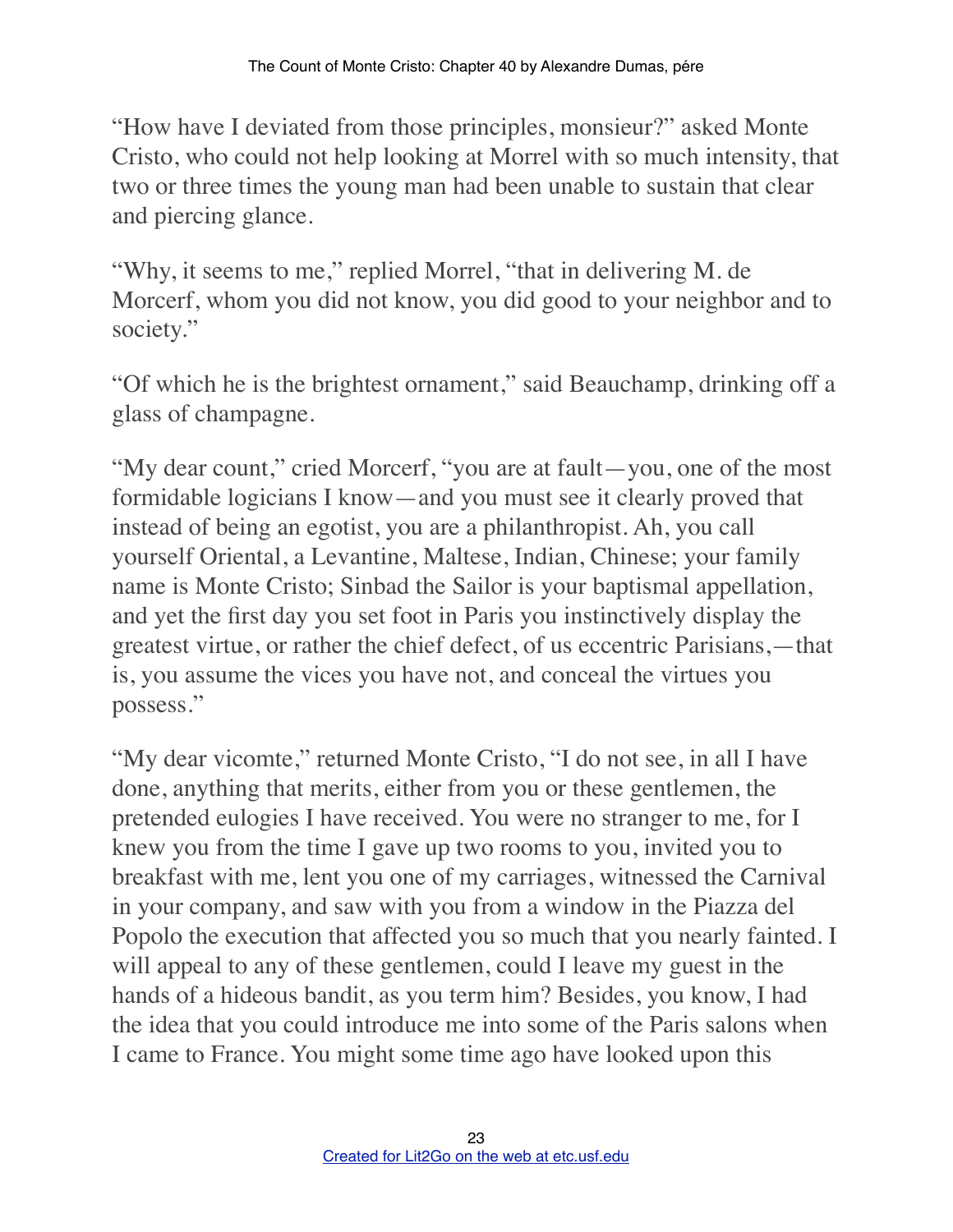"How have I deviated from those principles, monsieur?" asked Monte Cristo, who could not help looking at Morrel with so much intensity, that two or three times the young man had been unable to sustain that clear and piercing glance.

"Why, it seems to me," replied Morrel, "that in delivering M. de Morcerf, whom you did not know, you did good to your neighbor and to society."

"Of which he is the brightest ornament," said Beauchamp, drinking off a glass of champagne.

"My dear count," cried Morcerf, "you are at fault—you, one of the most formidable logicians I know—and you must see it clearly proved that instead of being an egotist, you are a philanthropist. Ah, you call yourself Oriental, a Levantine, Maltese, Indian, Chinese; your family name is Monte Cristo; Sinbad the Sailor is your baptismal appellation, and yet the first day you set foot in Paris you instinctively display the greatest virtue, or rather the chief defect, of us eccentric Parisians,—that is, you assume the vices you have not, and conceal the virtues you possess."

"My dear vicomte," returned Monte Cristo, "I do not see, in all I have done, anything that merits, either from you or these gentlemen, the pretended eulogies I have received. You were no stranger to me, for I knew you from the time I gave up two rooms to you, invited you to breakfast with me, lent you one of my carriages, witnessed the Carnival in your company, and saw with you from a window in the Piazza del Popolo the execution that affected you so much that you nearly fainted. I will appeal to any of these gentlemen, could I leave my guest in the hands of a hideous bandit, as you term him? Besides, you know, I had the idea that you could introduce me into some of the Paris salons when I came to France. You might some time ago have looked upon this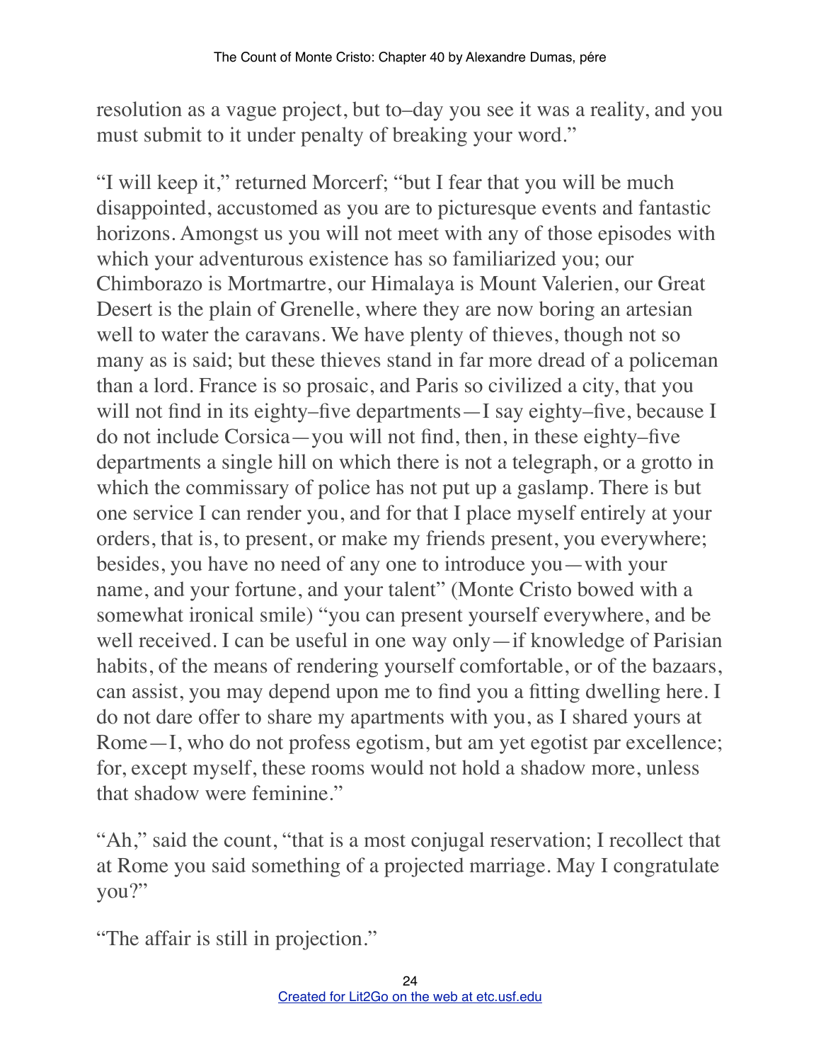resolution as a vague project, but to–day you see it was a reality, and you must submit to it under penalty of breaking your word."

"I will keep it," returned Morcerf; "but I fear that you will be much disappointed, accustomed as you are to picturesque events and fantastic horizons. Amongst us you will not meet with any of those episodes with which your adventurous existence has so familiarized you; our Chimborazo is Mortmartre, our Himalaya is Mount Valerien, our Great Desert is the plain of Grenelle, where they are now boring an artesian well to water the caravans. We have plenty of thieves, though not so many as is said; but these thieves stand in far more dread of a policeman than a lord. France is so prosaic, and Paris so civilized a city, that you will not find in its eighty–five departments—I say eighty–five, because I do not include Corsica—you will not find, then, in these eighty–five departments a single hill on which there is not a telegraph, or a grotto in which the commissary of police has not put up a gaslamp. There is but one service I can render you, and for that I place myself entirely at your orders, that is, to present, or make my friends present, you everywhere; besides, you have no need of any one to introduce you—with your name, and your fortune, and your talent" (Monte Cristo bowed with a somewhat ironical smile) "you can present yourself everywhere, and be well received. I can be useful in one way only—if knowledge of Parisian habits, of the means of rendering yourself comfortable, or of the bazaars, can assist, you may depend upon me to find you a fitting dwelling here. I do not dare offer to share my apartments with you, as I shared yours at Rome—I, who do not profess egotism, but am yet egotist par excellence; for, except myself, these rooms would not hold a shadow more, unless that shadow were feminine."

"Ah," said the count, "that is a most conjugal reservation; I recollect that at Rome you said something of a projected marriage. May I congratulate you?"

"The affair is still in projection."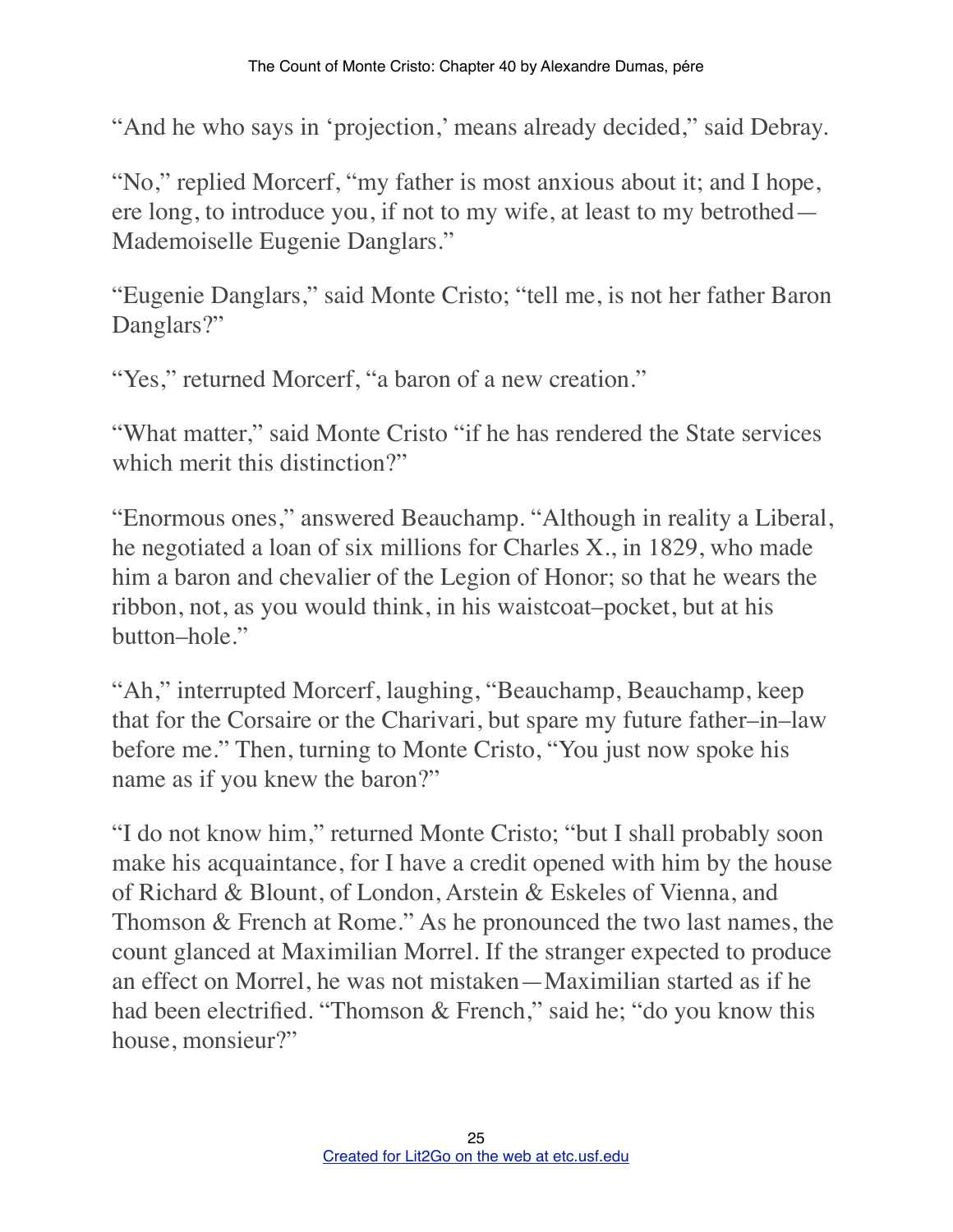"And he who says in 'projection,' means already decided," said Debray.

"No," replied Morcerf, "my father is most anxious about it; and I hope, ere long, to introduce you, if not to my wife, at least to my betrothed—Mademoiselle Eugenie Danglars."

"Eugenie Danglars," said Monte Cristo; "tell me, is not her father Baron Danglars?"

"Yes," returned Morcerf, "a baron of a new creation."

"What matter," said Monte Cristo "if he has rendered the State services which merit this distinction?"

"Enormous ones," answered Beauchamp. "Although in reality a Liberal, he negotiated a loan of six millions for Charles X., in 1829, who made him a baron and chevalier of the Legion of Honor; so that he wears the ribbon, not, as you would think, in his waistcoat–pocket, but at his button–hole."

"Ah," interrupted Morcerf, laughing, "Beauchamp, Beauchamp, keep that for the Corsaire or the Charivari, but spare my future father–in–law before me." Then, turning to Monte Cristo, "You just now spoke his name as if you knew the baron?"

"I do not know him," returned Monte Cristo; "but I shall probably soon make his acquaintance, for I have a credit opened with him by the house of Richard & Blount, of London, Arstein & Eskeles of Vienna, and Thomson & French at Rome." As he pronounced the two last names, the count glanced at Maximilian Morrel. If the stranger expected to produce an effect on Morrel, he was not mistaken—Maximilian started as if he had been electrified. "Thomson & French," said he; "do you know this house, monsieur?"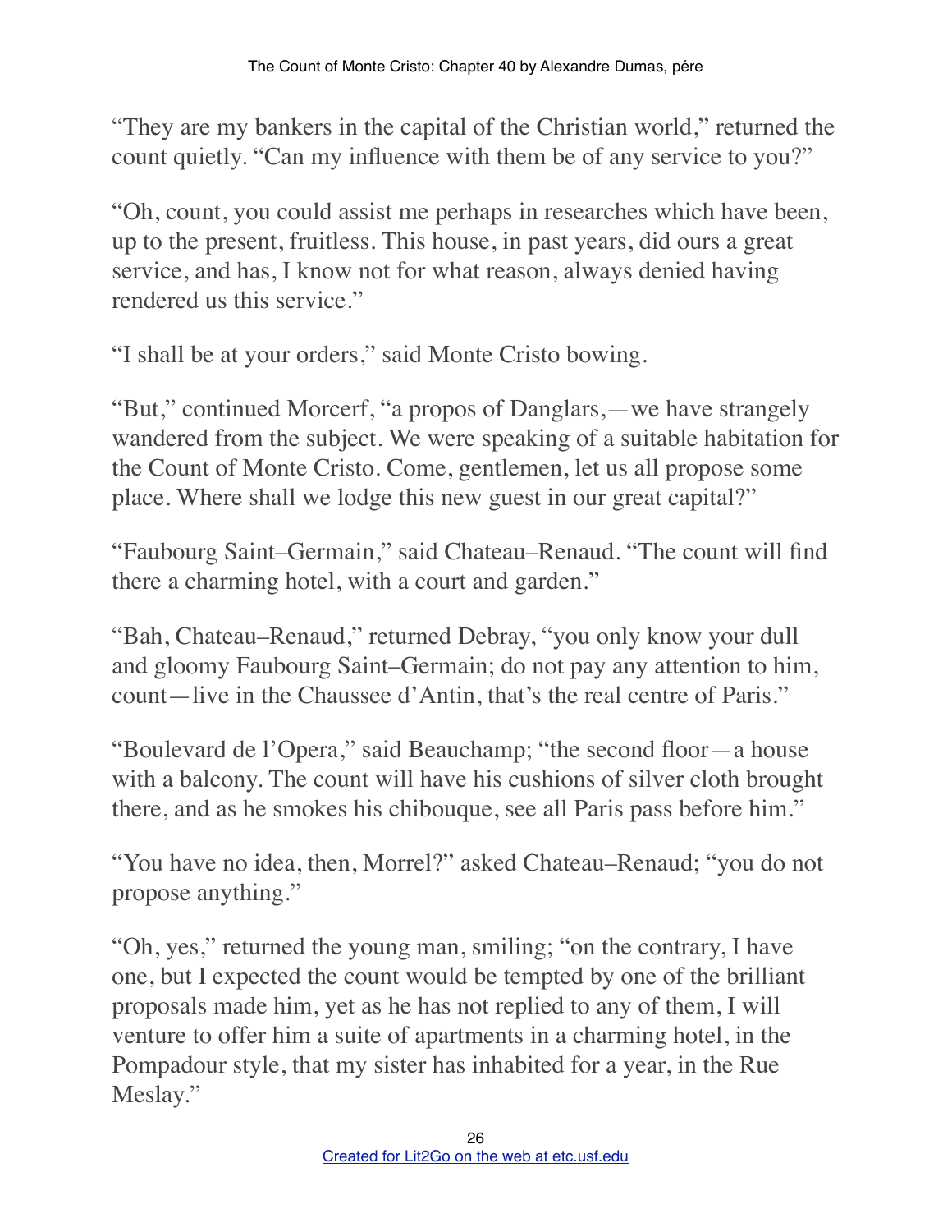"They are my bankers in the capital of the Christian world," returned the count quietly. "Can my influence with them be of any service to you?"

"Oh, count, you could assist me perhaps in researches which have been, up to the present, fruitless. This house, in past years, did ours a great service, and has, I know not for what reason, always denied having rendered us this service."

"I shall be at your orders," said Monte Cristo bowing.

"But," continued Morcerf, "a propos of Danglars,—we have strangely wandered from the subject. We were speaking of a suitable habitation for the Count of Monte Cristo. Come, gentlemen, let us all propose some place. Where shall we lodge this new guest in our great capital?"

"Faubourg Saint–Germain," said Chateau–Renaud. "The count will find there a charming hotel, with a court and garden."

"Bah, Chateau–Renaud," returned Debray, "you only know your dull and gloomy Faubourg Saint–Germain; do not pay any attention to him, count—live in the Chaussee d'Antin, that's the real centre of Paris."

"Boulevard de l'Opera," said Beauchamp; "the second floor—a house with a balcony. The count will have his cushions of silver cloth brought there, and as he smokes his chibouque, see all Paris pass before him."

"You have no idea, then, Morrel?" asked Chateau–Renaud; "you do not propose anything."

"Oh, yes," returned the young man, smiling; "on the contrary, I have one, but I expected the count would be tempted by one of the brilliant proposals made him, yet as he has not replied to any of them, I will venture to offer him a suite of apartments in a charming hotel, in the Pompadour style, that my sister has inhabited for a year, in the Rue Meslay."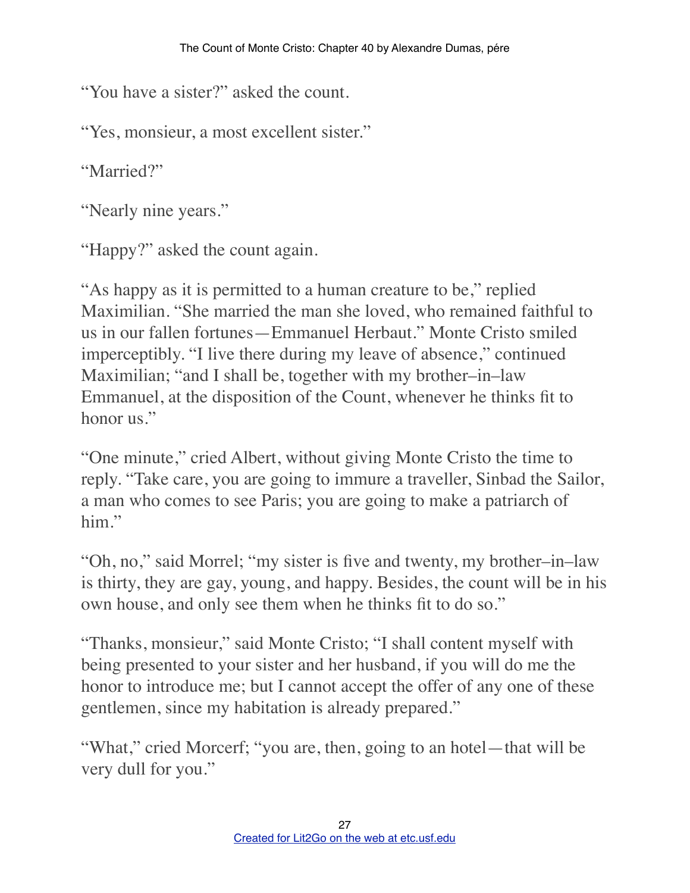"You have a sister?" asked the count.

"Yes, monsieur, a most excellent sister."

"Married?"

"Nearly nine years."

"Happy?" asked the count again.

"As happy as it is permitted to a human creature to be," replied Maximilian. "She married the man she loved, who remained faithful to us in our fallen fortunes—Emmanuel Herbaut." Monte Cristo smiled imperceptibly. "I live there during my leave of absence," continued Maximilian; "and I shall be, together with my brother–in–law Emmanuel, at the disposition of the Count, whenever he thinks fit to honor us."

"One minute," cried Albert, without giving Monte Cristo the time to reply. "Take care, you are going to immure a traveller, Sinbad the Sailor, a man who comes to see Paris; you are going to make a patriarch of him."

"Oh, no," said Morrel; "my sister is five and twenty, my brother–in–law is thirty, they are gay, young, and happy. Besides, the count will be in his own house, and only see them when he thinks fit to do so."

"Thanks, monsieur," said Monte Cristo; "I shall content myself with being presented to your sister and her husband, if you will do me the honor to introduce me; but I cannot accept the offer of any one of these gentlemen, since my habitation is already prepared."

"What," cried Morcerf; "you are, then, going to an hotel—that will be very dull for you."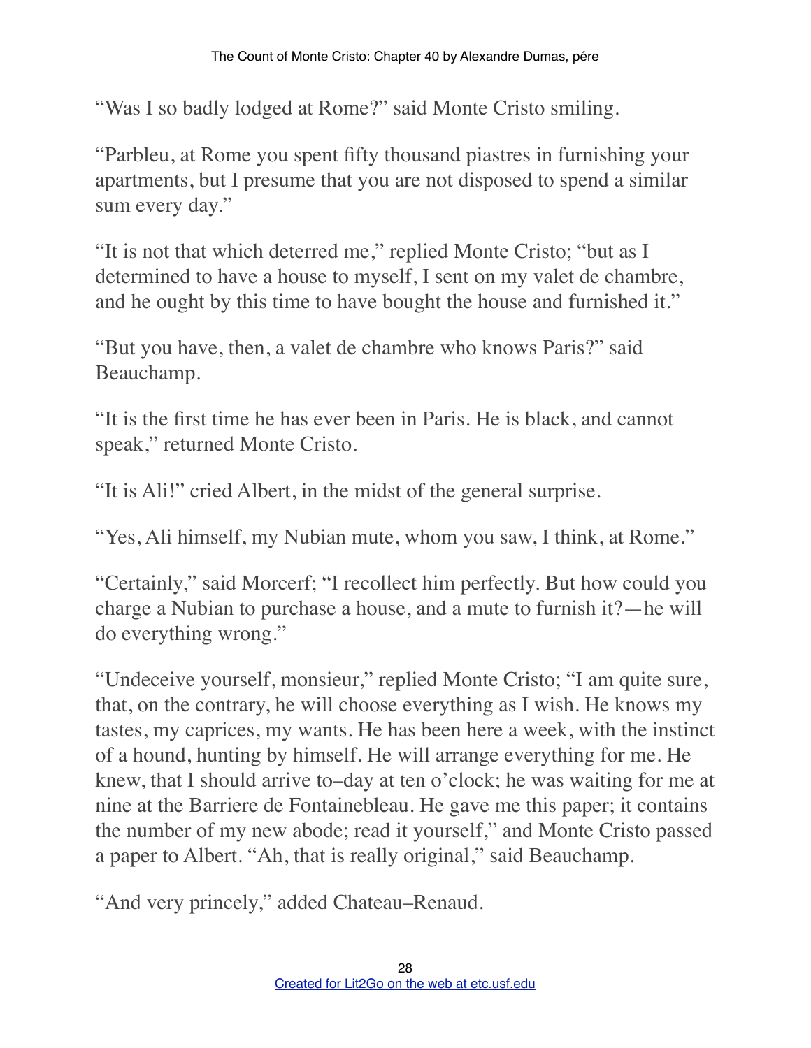"Was I so badly lodged at Rome?" said Monte Cristo smiling.

"Parbleu, at Rome you spent fifty thousand piastres in furnishing your apartments, but I presume that you are not disposed to spend a similar sum every day."

"It is not that which deterred me," replied Monte Cristo; "but as I determined to have a house to myself, I sent on my valet de chambre, and he ought by this time to have bought the house and furnished it."

"But you have, then, a valet de chambre who knows Paris?" said Beauchamp.

"It is the first time he has ever been in Paris. He is black, and cannot speak," returned Monte Cristo.

"It is Ali!" cried Albert, in the midst of the general surprise.

"Yes, Ali himself, my Nubian mute, whom you saw, I think, at Rome."

"Certainly," said Morcerf; "I recollect him perfectly. But how could you charge a Nubian to purchase a house, and a mute to furnish it?—he will do everything wrong."

"Undeceive yourself, monsieur," replied Monte Cristo; "I am quite sure, that, on the contrary, he will choose everything as I wish. He knows my tastes, my caprices, my wants. He has been here a week, with the instinct of a hound, hunting by himself. He will arrange everything for me. He knew, that I should arrive to–day at ten o'clock; he was waiting for me at nine at the Barriere de Fontainebleau. He gave me this paper; it contains the number of my new abode; read it yourself," and Monte Cristo passed a paper to Albert. "Ah, that is really original," said Beauchamp.

"And very princely," added Chateau–Renaud.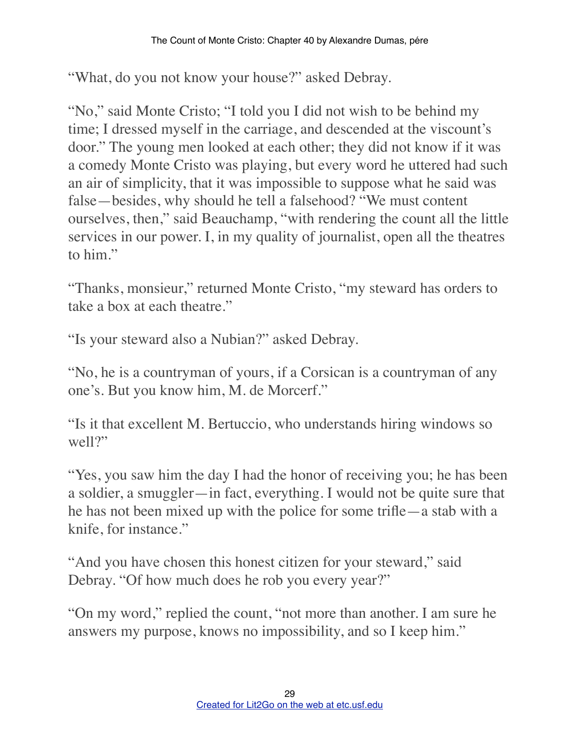"What, do you not know your house?" asked Debray.

"No," said Monte Cristo; "I told you I did not wish to be behind my time; I dressed myself in the carriage, and descended at the viscount's door." The young men looked at each other; they did not know if it was a comedy Monte Cristo was playing, but every word he uttered had such an air of simplicity, that it was impossible to suppose what he said was false—besides, why should he tell a falsehood? "We must content ourselves, then," said Beauchamp, "with rendering the count all the little services in our power. I, in my quality of journalist, open all the theatres to him."

"Thanks, monsieur," returned Monte Cristo, "my steward has orders to take a box at each theatre."

"Is your steward also a Nubian?" asked Debray.

"No, he is a countryman of yours, if a Corsican is a countryman of any one's. But you know him, M. de Morcerf."

"Is it that excellent M. Bertuccio, who understands hiring windows so well?"

"Yes, you saw him the day I had the honor of receiving you; he has been a soldier, a smuggler—in fact, everything. I would not be quite sure that he has not been mixed up with the police for some trifle—a stab with a knife, for instance."

"And you have chosen this honest citizen for your steward," said Debray. "Of how much does he rob you every year?"

"On my word," replied the count, "not more than another. I am sure he answers my purpose, knows no impossibility, and so I keep him."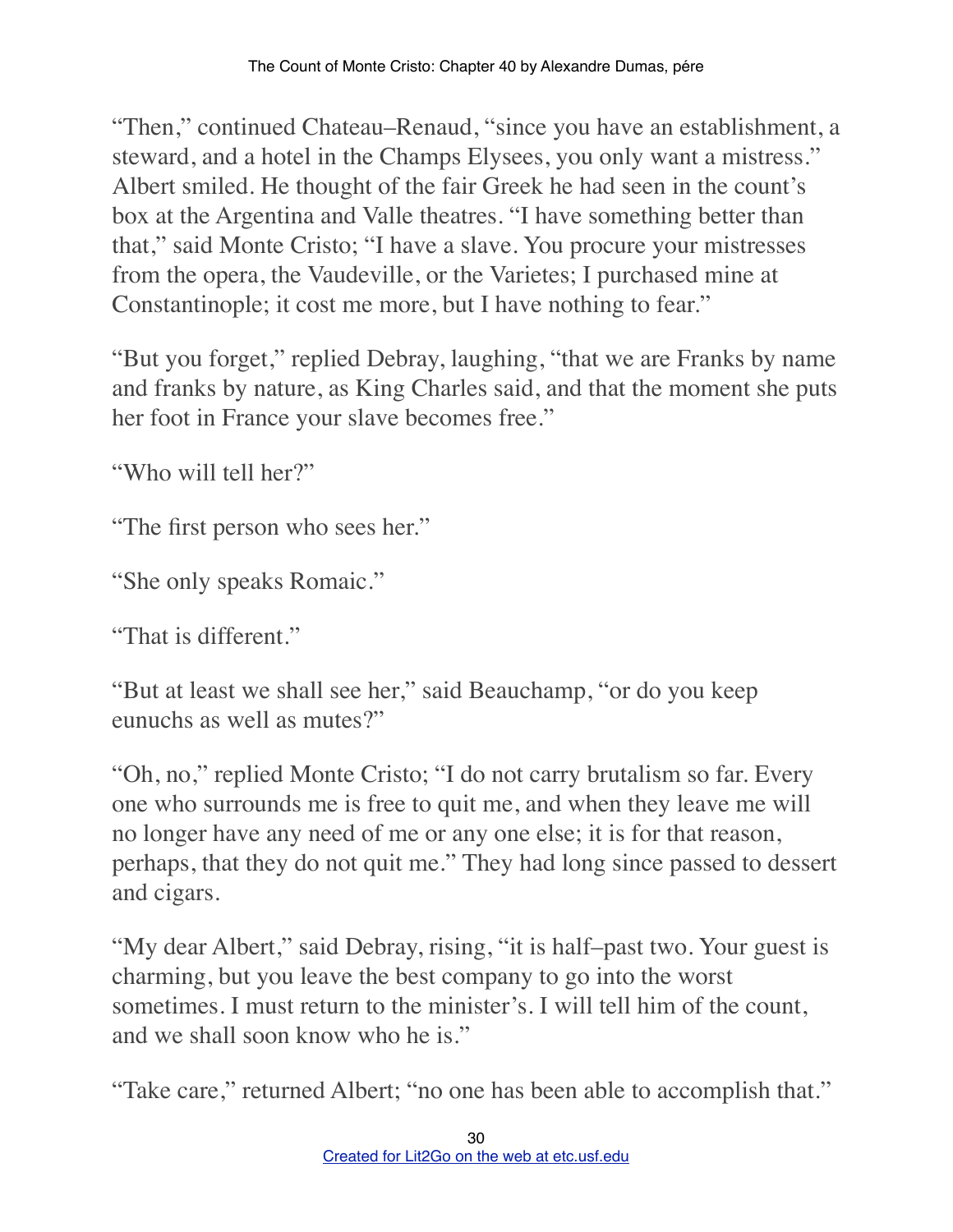"Then," continued Chateau–Renaud, "since you have an establishment, a steward, and a hotel in the Champs Elysees, you only want a mistress." Albert smiled. He thought of the fair Greek he had seen in the count's box at the Argentina and Valle theatres. "I have something better than that," said Monte Cristo; "I have a slave. You procure your mistresses from the opera, the Vaudeville, or the Varietes; I purchased mine at Constantinople; it cost me more, but I have nothing to fear."

"But you forget," replied Debray, laughing, "that we are Franks by name and franks by nature, as King Charles said, and that the moment she puts her foot in France your slave becomes free."

"Who will tell her?"

"The first person who sees her."

"She only speaks Romaic."

"That is different."

"But at least we shall see her," said Beauchamp, "or do you keep eunuchs as well as mutes?"

"Oh, no," replied Monte Cristo; "I do not carry brutalism so far. Every one who surrounds me is free to quit me, and when they leave me will no longer have any need of me or any one else; it is for that reason, perhaps, that they do not quit me." They had long since passed to dessert and cigars.

"My dear Albert," said Debray, rising, "it is half–past two. Your guest is charming, but you leave the best company to go into the worst sometimes. I must return to the minister's. I will tell him of the count, and we shall soon know who he is."

"Take care," returned Albert; "no one has been able to accomplish that."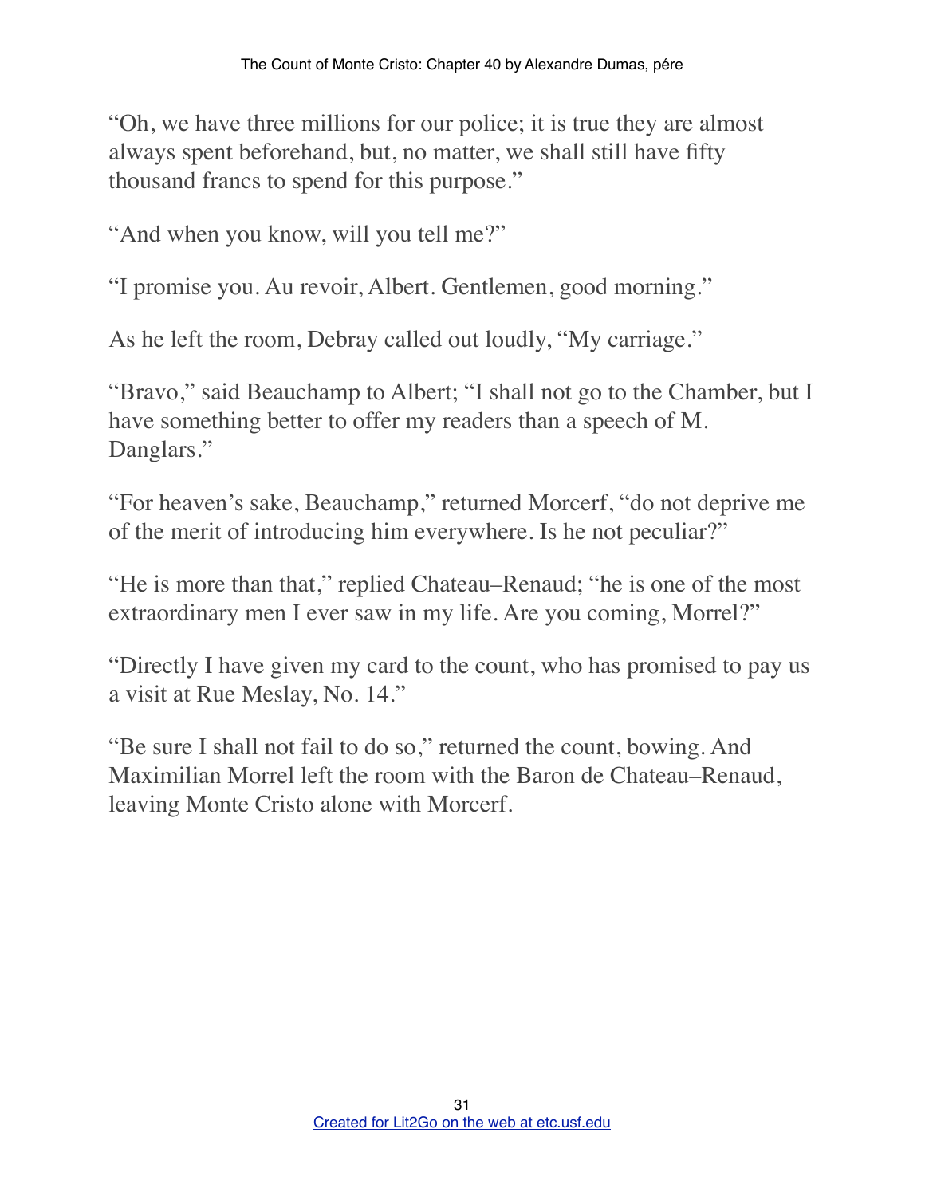"Oh, we have three millions for our police; it is true they are almost always spent beforehand, but, no matter, we shall still have fifty thousand francs to spend for this purpose."

"And when you know, will you tell me?"

"I promise you. Au revoir, Albert. Gentlemen, good morning."

As he left the room, Debray called out loudly, "My carriage."

"Bravo," said Beauchamp to Albert; "I shall not go to the Chamber, but I have something better to offer my readers than a speech of M. Danglars."

"For heaven's sake, Beauchamp," returned Morcerf, "do not deprive me of the merit of introducing him everywhere. Is he not peculiar?"

"He is more than that," replied Chateau–Renaud; "he is one of the most extraordinary men I ever saw in my life. Are you coming, Morrel?"

"Directly I have given my card to the count, who has promised to pay us a visit at Rue Meslay, No. 14."

"Be sure I shall not fail to do so," returned the count, bowing. And Maximilian Morrel left the room with the Baron de Chateau–Renaud, leaving Monte Cristo alone with Morcerf.